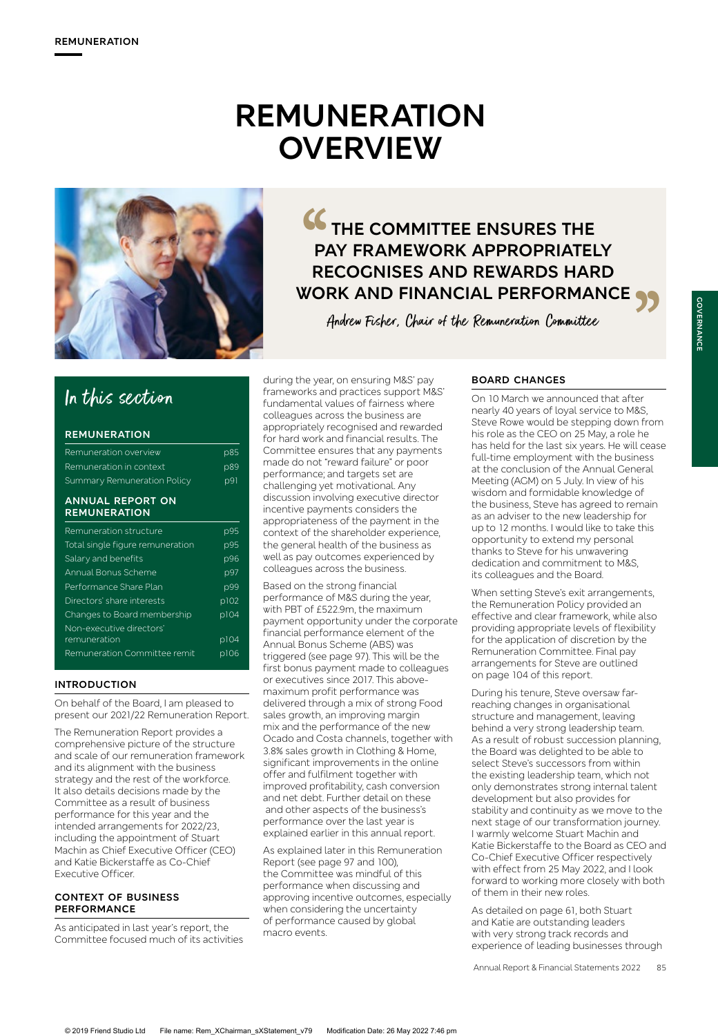# REMUNERATION OVERVIEW

> "THE COMMITTEE ENSURES THE PAY FRAMEWORK APPROPRIATELY RECOGNISES AND REWARDS HARD WORK AND FINANCIAL PERFORMANCE"
>
> *Andrew Fisher, Chair of the Remuneration Committee*

## In this section

### REMUNERATION

| | |
|---|---|
| Remuneration overview | p85 |
| Remuneration in context | p89 |
| Summary Remuneration Policy | p91 |

### ANNUAL REPORT ON REMUNERATION

| | |
|---|---|
| Remuneration structure | p95 |
| Total single figure remuneration | p95 |
| Salary and benefits | p96 |
| Annual Bonus Scheme | p97 |
| Performance Share Plan | p99 |
| Directors' share interests | p102 |
| Changes to Board membership | p104 |
| Non-executive directors' remuneration | p104 |
| Remuneration Committee remit | p106 |

### INTRODUCTION

On behalf of the Board, I am pleased to present our 2021/22 Remuneration Report.

The Remuneration Report provides a comprehensive picture of the structure and scale of our remuneration framework and its alignment with the business strategy and the rest of the workforce. It also details decisions made by the Committee as a result of business performance for this year and the intended arrangements for 2022/23, including the appointment of Stuart Machin as Chief Executive Officer (CEO) and Katie Bickerstaffe as Co-Chief Executive Officer.

### CONTEXT OF BUSINESS PERFORMANCE

As anticipated in last year's report, the Committee focused much of its activities during the year, on ensuring M&S' pay frameworks and practices support M&S' fundamental values of fairness where colleagues across the business are appropriately recognised and rewarded for hard work and financial results. The Committee ensures that any payments made do not "reward failure" or poor performance; and targets set are challenging yet motivational. Any discussion involving executive director incentive payments considers the appropriateness of the payment in the context of the shareholder experience, the general health of the business as well as pay outcomes experienced by colleagues across the business.

Based on the strong financial performance of M&S during the year, with PBT of £522.9m, the maximum payment opportunity under the corporate financial performance element of the Annual Bonus Scheme (ABS) was triggered (see page 97). This will be the first bonus payment made to colleagues or executives since 2017. This above-maximum profit performance was delivered through a mix of strong Food sales growth, an improving margin mix and the performance of the new Ocado and Costa channels, together with 3.8% sales growth in Clothing & Home, significant improvements in the online offer and fulfilment together with improved profitability, cash conversion and net debt. Further detail on these and other aspects of the business's performance over the last year is explained earlier in this annual report.

As explained later in this Remuneration Report (see page 97 and 100), the Committee was mindful of this performance when discussing and approving incentive outcomes, especially when considering the uncertainty of performance caused by global macro events.

### BOARD CHANGES

On 10 March we announced that after nearly 40 years of loyal service to M&S, Steve Rowe would be stepping down from his role as the CEO on 25 May, a role he has held for the last six years. He will cease full-time employment with the business at the conclusion of the Annual General Meeting (AGM) on 5 July. In view of his wisdom and formidable knowledge of the business, Steve has agreed to remain as an adviser to the new leadership for up to 12 months. I would like to take this opportunity to extend my personal thanks to Steve for his unwavering dedication and commitment to M&S, its colleagues and the Board.

When setting Steve's exit arrangements, the Remuneration Policy provided an effective and clear framework, while also providing appropriate levels of flexibility for the application of discretion by the Remuneration Committee. Final pay arrangements for Steve are outlined on page 104 of this report.

During his tenure, Steve oversaw far-reaching changes in organisational structure and management, leaving behind a very strong leadership team. As a result of robust succession planning, the Board was delighted to be able to select Steve's successors from within the existing leadership team, which not only demonstrates strong internal talent development but also provides for stability and continuity as we move to the next stage of our transformation journey. I warmly welcome Stuart Machin and Katie Bickerstaffe to the Board as CEO and Co-Chief Executive Officer respectively with effect from 25 May 2022, and I look forward to working more closely with both of them in their new roles.

As detailed on page 61, both Stuart and Katie are outstanding leaders with very strong track records and experience of leading businesses through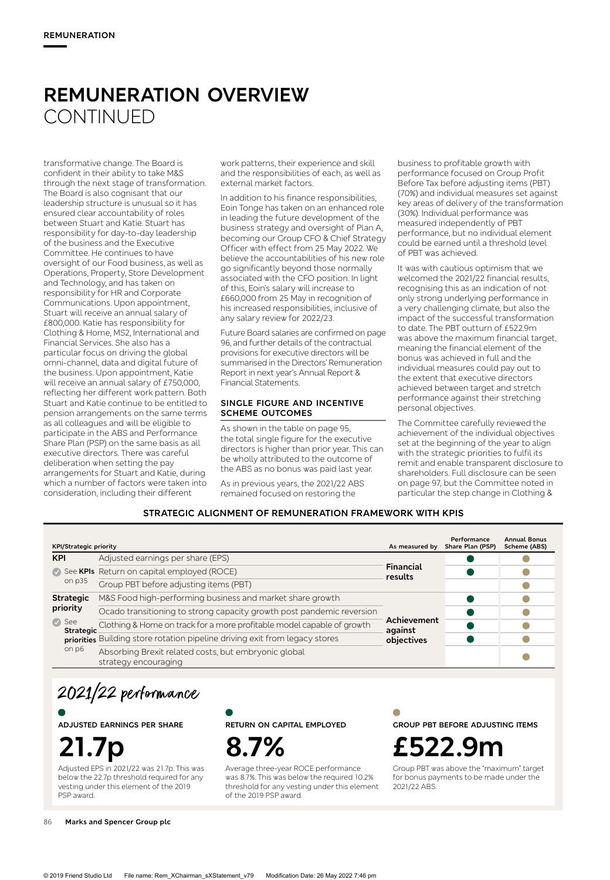REMUNERATION

# REMUNERATION OVERVIEW CONTINUED

transformative change. The Board is confident in their ability to take M&S through the next stage of transformation. The Board is also cognisant that our leadership structure is unusual so it has ensured clear accountability of roles between Stuart and Katie. Stuart has responsibility for day-to-day leadership of the business and the Executive Committee. He continues to have oversight of our Food business, as well as Operations, Property, Store Development and Technology, and has taken on responsibility for HR and Corporate Communications. Upon appointment, Stuart will receive an annual salary of £800,000. Katie has responsibility for Clothing & Home, MS2, International and Financial Services. She also has a particular focus on driving the global omni-channel, data and digital future of the business. Upon appointment, Katie will receive an annual salary of £750,000, reflecting her different work pattern. Both Stuart and Katie continue to be entitled to pension arrangements on the same terms as all colleagues and will be eligible to participate in the ABS and Performance Share Plan (PSP) on the same basis as all executive directors. There was careful deliberation when setting the pay arrangements for Stuart and Katie, during which a number of factors were taken into consideration, including their different work patterns, their experience and skill and the responsibilities of each, as well as external market factors.

In addition to his finance responsibilities, Eoin Tonge has taken on an enhanced role in leading the future development of the business strategy and oversight of Plan A, becoming our Group CFO & Chief Strategy Officer with effect from 25 May 2022. We believe the accountabilities of his new role go significantly beyond those normally associated with the CFO position. In light of this, Eoin's salary will increase to £660,000 from 25 May in recognition of his increased responsibilities, inclusive of any salary review for 2022/23.

Future Board salaries are confirmed on page 96, and further details of the contractual provisions for executive directors will be summarised in the Directors' Remuneration Report in next year's Annual Report & Financial Statements.

### SINGLE FIGURE AND INCENTIVE SCHEME OUTCOMES

As shown in the table on page 95, the total single figure for the executive directors is higher than prior year. This can be wholly attributed to the outcome of the ABS as no bonus was paid last year.

As in previous years, the 2021/22 ABS remained focused on restoring the business to profitable growth with performance focused on Group Profit Before Tax before adjusting items (PBT) (70%) and individual measures set against key areas of delivery of the transformation (30%). Individual performance was measured independently of PBT performance, but no individual element could be earned until a threshold level of PBT was achieved.

It was with cautious optimism that we welcomed the 2021/22 financial results, recognising this as an indication of not only strong underlying performance in a very challenging climate, but also the impact of the successful transformation to date. The PBT outturn of £522.9m was above the maximum financial target, meaning the financial element of the bonus was achieved in full and the individual measures could pay out to the extent that executive directors achieved between target and stretch performance against their stretching personal objectives.

The Committee carefully reviewed the achievement of the individual objectives set at the beginning of the year to align with the strategic priorities to fulfil its remit and enable transparent disclosure to shareholders. Full disclosure can be seen on page 97, but the Committee noted in particular the step change in Clothing &

### STRATEGIC ALIGNMENT OF REMUNERATION FRAMEWORK WITH KPIS

| KPI/Strategic priority | | As measured by | Performance Share Plan (PSP) | Annual Bonus Scheme (ABS) |
|---|---|---|---|---|
| KPI (See KPIs on p35) | Adjusted earnings per share (EPS) | Financial results | ● | ● |
| | Return on capital employed (ROCE) | | ● | ● |
| | Group PBT before adjusting items (PBT) | | | ● |
| Strategic priority (See Strategic priorities on p6) | M&S Food high-performing business and market share growth | Achievement against objectives | ● | ● |
| | Ocado transitioning to strong capacity growth post pandemic reversion | | ● | ● |
| | Clothing & Home on track for a more profitable model capable of growth | | ● | ● |
| | Building store rotation pipeline driving exit from legacy stores | | ● | ● |
| | Absorbing Brexit related costs, but embryonic global strategy encouraging | | | ● |

## 2021/22 performance

**ADJUSTED EARNINGS PER SHARE**

**21.7p**

Adjusted EPS in 2021/22 was 21.7p. This was below the 22.7p threshold required for any vesting under this element of the 2019 PSP award.

**RETURN ON CAPITAL EMPLOYED**

**8.7%**

Average three-year ROCE performance was 8.7%. This was below the required 10.2% threshold for any vesting under this element of the 2019 PSP award.

**GROUP PBT BEFORE ADJUSTING ITEMS**

**£522.9m**

Group PBT was above the "maximum" target for bonus payments to be made under the 2021/22 ABS.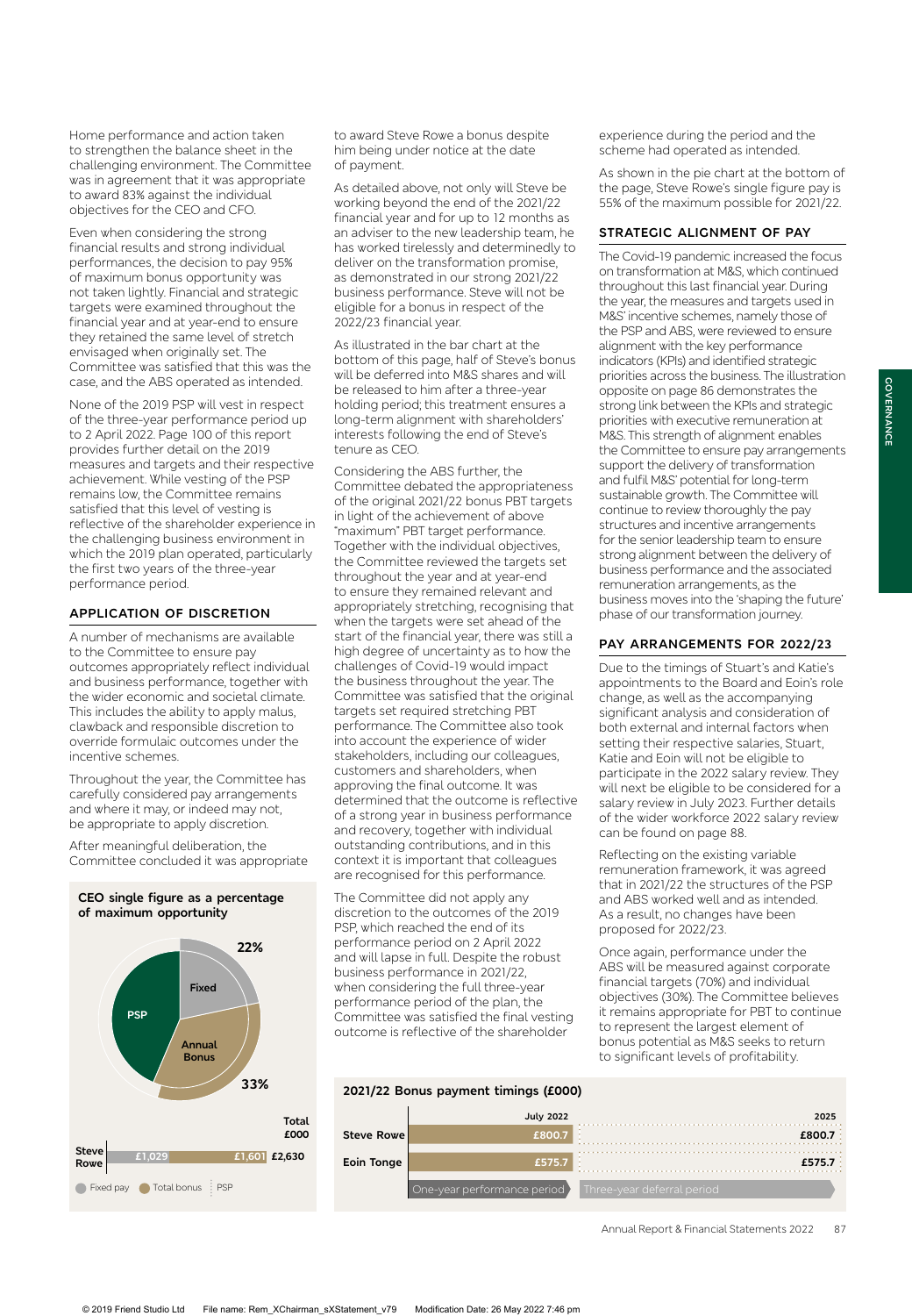Home performance and action taken to strengthen the balance sheet in the challenging environment. The Committee was in agreement that it was appropriate to award 83% against the individual objectives for the CEO and CFO.

Even when considering the strong financial results and strong individual performances, the decision to pay 95% of maximum bonus opportunity was not taken lightly. Financial and strategic targets were examined throughout the financial year and at year-end to ensure they retained the same level of stretch envisaged when originally set. The Committee was satisfied that this was the case, and the ABS operated as intended.

None of the 2019 PSP will vest in respect of the three-year performance period up to 2 April 2022. Page 100 of this report provides further detail on the 2019 measures and targets and their respective achievement. While vesting of the PSP remains low, the Committee remains satisfied that this level of vesting is reflective of the shareholder experience in the challenging business environment in which the 2019 plan operated, particularly the first two years of the three-year performance period.

## APPLICATION OF DISCRETION

A number of mechanisms are available to the Committee to ensure pay outcomes appropriately reflect individual and business performance, together with the wider economic and societal climate. This includes the ability to apply malus, clawback and responsible discretion to override formulaic outcomes under the incentive schemes.

Throughout the year, the Committee has carefully considered pay arrangements and where it may, or indeed may not, be appropriate to apply discretion.

After meaningful deliberation, the Committee concluded it was appropriate to award Steve Rowe a bonus despite him being under notice at the date of payment.

As detailed above, not only will Steve be working beyond the end of the 2021/22 financial year and for up to 12 months as an adviser to the new leadership team, he has worked tirelessly and determinedly to deliver on the transformation promise, as demonstrated in our strong 2021/22 business performance. Steve will not be eligible for a bonus in respect of the 2022/23 financial year.

As illustrated in the bar chart at the bottom of this page, half of Steve's bonus will be deferred into M&S shares and will be released to him after a three-year holding period; this treatment ensures a long-term alignment with shareholders' interests following the end of Steve's tenure as CEO.

Considering the ABS further, the Committee debated the appropriateness of the original 2021/22 bonus PBT targets in light of the achievement of above "maximum" PBT target performance. Together with the individual objectives, the Committee reviewed the targets set throughout the year and at year-end to ensure they remained relevant and appropriately stretching, recognising that when the targets were set ahead of the start of the financial year, there was still a high degree of uncertainty as to how the challenges of Covid-19 would impact the business throughout the year. The Committee was satisfied that the original targets set required stretching PBT performance. The Committee also took into account the experience of wider stakeholders, including our colleagues, customers and shareholders, when approving the final outcome. It was determined that the outcome is reflective of a strong year in business performance and recovery, together with individual outstanding contributions, and in this context it is important that colleagues are recognised for this performance.

The Committee did not apply any discretion to the outcomes of the 2019 PSP, which reached the end of its performance period on 2 April 2022 and will lapse in full. Despite the robust business performance in 2021/22, when considering the full three-year performance period of the plan, the Committee was satisfied the final vesting outcome is reflective of the shareholder experience during the period and the scheme had operated as intended.

As shown in the pie chart at the bottom of the page, Steve Rowe's single figure pay is 55% of the maximum possible for 2021/22.

**CEO single figure as a percentage of maximum opportunity**

Fixed: 22%; Annual Bonus: 33%; PSP

| | Fixed pay | Total bonus | PSP | Total £000 |
|---|---|---|---|---|
| Steve Rowe | £1,029 | £1,601 | | £2,630 |

## STRATEGIC ALIGNMENT OF PAY

The Covid-19 pandemic increased the focus on transformation at M&S, which continued throughout this last financial year. During the year, the measures and targets used in M&S' incentive schemes, namely those of the PSP and ABS, were reviewed to ensure alignment with the key performance indicators (KPIs) and identified strategic priorities across the business. The illustration opposite on page 86 demonstrates the strong link between the KPIs and strategic priorities with executive remuneration at M&S. This strength of alignment enables the Committee to ensure pay arrangements support the delivery of transformation and fulfil M&S' potential for long-term sustainable growth. The Committee will continue to review thoroughly the pay structures and incentive arrangements for the senior leadership team to ensure strong alignment between the delivery of business performance and the associated remuneration arrangements, as the business moves into the 'shaping the future' phase of our transformation journey.

## PAY ARRANGEMENTS FOR 2022/23

Due to the timings of Stuart's and Katie's appointments to the Board and Eoin's role change, as well as the accompanying significant analysis and consideration of both external and internal factors when setting their respective salaries, Stuart, Katie and Eoin will not be eligible to participate in the 2022 salary review. They will next be eligible to be considered for a salary review in July 2023. Further details of the wider workforce 2022 salary review can be found on page 88.

Reflecting on the existing variable remuneration framework, it was agreed that in 2021/22 the structures of the PSP and ABS worked well and as intended. As a result, no changes have been proposed for 2022/23.

Once again, performance under the ABS will be measured against corporate financial targets (70%) and individual objectives (30%). The Committee believes it remains appropriate for PBT to continue to represent the largest element of bonus potential as M&S seeks to return to significant levels of profitability.

**2021/22 Bonus payment timings (£000)**

| | July 2022 (One-year performance period) | 2025 (Three-year deferral period) |
|---|---|---|
| Steve Rowe | £800.7 | £800.7 |
| Eoin Tonge | £575.7 | £575.7 |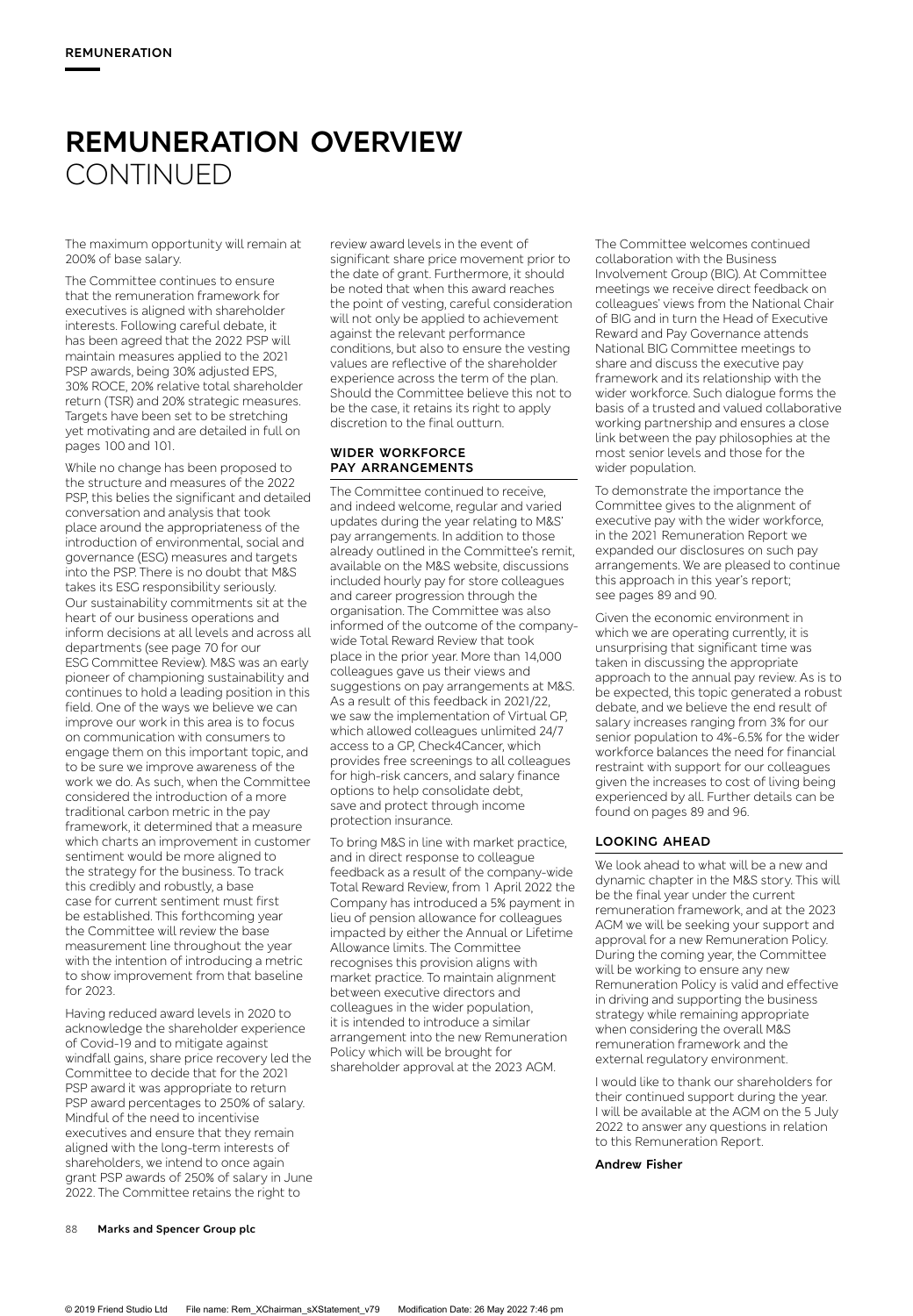# REMUNERATION OVERVIEW CONTINUED

The maximum opportunity will remain at 200% of base salary.

The Committee continues to ensure that the remuneration framework for executives is aligned with shareholder interests. Following careful debate, it has been agreed that the 2022 PSP will maintain measures applied to the 2021 PSP awards, being 30% adjusted EPS, 30% ROCE, 20% relative total shareholder return (TSR) and 20% strategic measures. Targets have been set to be stretching yet motivating and are detailed in full on pages 100 and 101.

While no change has been proposed to the structure and measures of the 2022 PSP, this belies the significant and detailed conversation and analysis that took place around the appropriateness of the introduction of environmental, social and governance (ESG) measures and targets into the PSP. There is no doubt that M&S takes its ESG responsibility seriously. Our sustainability commitments sit at the heart of our business operations and inform decisions at all levels and across all departments (see page 70 for our ESG Committee Review). M&S was an early pioneer of championing sustainability and continues to hold a leading position in this field. One of the ways we believe we can improve our work in this area is to focus on communication with consumers to engage them on this important topic, and to be sure we improve awareness of the work we do. As such, when the Committee considered the introduction of a more traditional carbon metric in the pay framework, it determined that a measure which charts an improvement in customer sentiment would be more aligned to the strategy for the business. To track this credibly and robustly, a base case for current sentiment must first be established. This forthcoming year the Committee will review the base measurement line throughout the year with the intention of introducing a metric to show improvement from that baseline for 2023.

Having reduced award levels in 2020 to acknowledge the shareholder experience of Covid-19 and to mitigate against windfall gains, share price recovery led the Committee to decide that for the 2021 PSP award it was appropriate to return PSP award percentages to 250% of salary. Mindful of the need to incentivise executives and ensure that they remain aligned with the long-term interests of shareholders, we intend to once again grant PSP awards of 250% of salary in June 2022. The Committee retains the right to review award levels in the event of significant share price movement prior to the date of grant. Furthermore, it should be noted that when this award reaches the point of vesting, careful consideration will not only be applied to achievement against the relevant performance conditions, but also to ensure the vesting values are reflective of the shareholder experience across the term of the plan. Should the Committee believe this not to be the case, it retains its right to apply discretion to the final outturn.

### WIDER WORKFORCE PAY ARRANGEMENTS

The Committee continued to receive, and indeed welcome, regular and varied updates during the year relating to M&S' pay arrangements. In addition to those already outlined in the Committee's remit, available on the M&S website, discussions included hourly pay for store colleagues and career progression through the organisation. The Committee was also informed of the outcome of the company-wide Total Reward Review that took place in the prior year. More than 14,000 colleagues gave us their views and suggestions on pay arrangements at M&S. As a result of this feedback in 2021/22, we saw the implementation of Virtual GP, which allowed colleagues unlimited 24/7 access to a GP, Check4Cancer, which provides free screenings to all colleagues for high-risk cancers, and salary finance options to help consolidate debt, save and protect through income protection insurance.

To bring M&S in line with market practice, and in direct response to colleague feedback as a result of the company-wide Total Reward Review, from 1 April 2022 the Company has introduced a 5% payment in lieu of pension allowance for colleagues impacted by either the Annual or Lifetime Allowance limits. The Committee recognises this provision aligns with market practice. To maintain alignment between executive directors and colleagues in the wider population, it is intended to introduce a similar arrangement into the new Remuneration Policy which will be brought for shareholder approval at the 2023 AGM.

The Committee welcomes continued collaboration with the Business Involvement Group (BIG). At Committee meetings we receive direct feedback on colleagues' views from the National Chair of BIG and in turn the Head of Executive Reward and Pay Governance attends National BIG Committee meetings to share and discuss the executive pay framework and its relationship with the wider workforce. Such dialogue forms the basis of a trusted and valued collaborative working partnership and ensures a close link between the pay philosophies at the most senior levels and those for the wider population.

To demonstrate the importance the Committee gives to the alignment of executive pay with the wider workforce, in the 2021 Remuneration Report we expanded our disclosures on such pay arrangements. We are pleased to continue this approach in this year's report; see pages 89 and 90.

Given the economic environment in which we are operating currently, it is unsurprising that significant time was taken in discussing the appropriate approach to the annual pay review. As is to be expected, this topic generated a robust debate, and we believe the end result of salary increases ranging from 3% for our senior population to 4%-6.5% for the wider workforce balances the need for financial restraint with support for our colleagues given the increases to cost of living being experienced by all. Further details can be found on pages 89 and 96.

### LOOKING AHEAD

We look ahead to what will be a new and dynamic chapter in the M&S story. This will be the final year under the current remuneration framework, and at the 2023 AGM we will be seeking your support and approval for a new Remuneration Policy. During the coming year, the Committee will be working to ensure any new Remuneration Policy is valid and effective in driving and supporting the business strategy while remaining appropriate when considering the overall M&S remuneration framework and the external regulatory environment.

I would like to thank our shareholders for their continued support during the year. I will be available at the AGM on the 5 July 2022 to answer any questions in relation to this Remuneration Report.

**Andrew Fisher**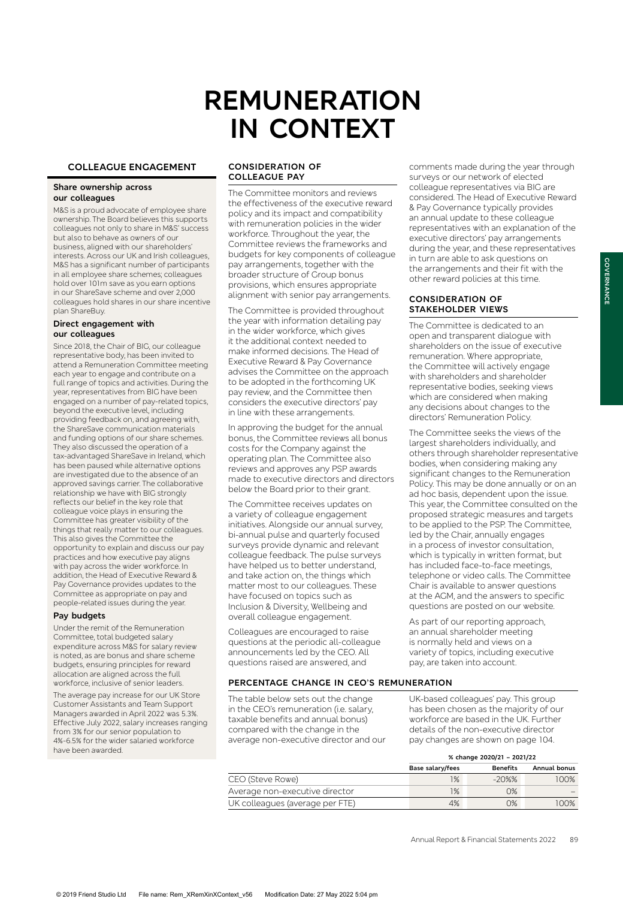# REMUNERATION IN CONTEXT

## COLLEAGUE ENGAGEMENT

### Share ownership across our colleagues

M&S is a proud advocate of employee share ownership. The Board believes this supports colleagues not only to share in M&S' success but also to behave as owners of our business, aligned with our shareholders' interests. Across our UK and Irish colleagues, M&S has a significant number of participants in all employee share schemes; colleagues hold over 101m save as you earn options in our ShareSave scheme and over 2,000 colleagues hold shares in our share incentive plan ShareBuy.

### Direct engagement with our colleagues

Since 2018, the Chair of BIG, our colleague representative body, has been invited to attend a Remuneration Committee meeting each year to engage and contribute on a full range of topics and activities. During the year, representatives from BIG have been engaged on a number of pay-related topics, beyond the executive level, including providing feedback on, and agreeing with, the ShareSave communication materials and funding options of our share schemes. They also discussed the operation of a tax-advantaged ShareSave in Ireland, which has been paused while alternative options are investigated due to the absence of an approved savings carrier. The collaborative relationship we have with BIG strongly reflects our belief in the key role that colleague voice plays in ensuring the Committee has greater visibility of the things that really matter to our colleagues. This also gives the Committee the opportunity to explain and discuss our pay practices and how executive pay aligns with pay across the wider workforce. In addition, the Head of Executive Reward & Pay Governance provides updates to the Committee as appropriate on pay and people-related issues during the year.

### Pay budgets

Under the remit of the Remuneration Committee, total budgeted salary expenditure across M&S for salary review is noted, as are bonus and share scheme budgets, ensuring principles for reward allocation are aligned across the full workforce, inclusive of senior leaders.

The average pay increase for our UK Store Customer Assistants and Team Support Managers awarded in April 2022 was 5.3%. Effective July 2022, salary increases ranging from 3% for our senior population to 4%-6.5% for the wider salaried workforce have been awarded.

## CONSIDERATION OF COLLEAGUE PAY

The Committee monitors and reviews the effectiveness of the executive reward policy and its impact and compatibility with remuneration policies in the wider workforce. Throughout the year, the Committee reviews the frameworks and budgets for key components of colleague pay arrangements, together with the broader structure of Group bonus provisions, which ensures appropriate alignment with senior pay arrangements.

The Committee is provided throughout the year with information detailing pay in the wider workforce, which gives it the additional context needed to make informed decisions. The Head of Executive Reward & Pay Governance advises the Committee on the approach to be adopted in the forthcoming UK pay review, and the Committee then considers the executive directors' pay in line with these arrangements.

In approving the budget for the annual bonus, the Committee reviews all bonus costs for the Company against the operating plan. The Committee also reviews and approves any PSP awards made to executive directors and directors below the Board prior to their grant.

The Committee receives updates on a variety of colleague engagement initiatives. Alongside our annual survey, bi-annual pulse and quarterly focused surveys provide dynamic and relevant colleague feedback. The pulse surveys have helped us to better understand, and take action on, the things which matter most to our colleagues. These have focused on topics such as Inclusion & Diversity, Wellbeing and overall colleague engagement.

Colleagues are encouraged to raise questions at the periodic all-colleague announcements led by the CEO. All questions raised are answered, and comments made during the year through surveys or our network of elected colleague representatives via BIG are considered. The Head of Executive Reward & Pay Governance typically provides an annual update to these colleague representatives with an explanation of the executive directors' pay arrangements during the year, and these representatives in turn are able to ask questions on the arrangements and their fit with the other reward policies at this time.

## CONSIDERATION OF STAKEHOLDER VIEWS

The Committee is dedicated to an open and transparent dialogue with shareholders on the issue of executive remuneration. Where appropriate, the Committee will actively engage with shareholders and shareholder representative bodies, seeking views which are considered when making any decisions about changes to the directors' Remuneration Policy.

The Committee seeks the views of the largest shareholders individually, and others through shareholder representative bodies, when considering making any significant changes to the Remuneration Policy. This may be done annually or on an ad hoc basis, dependent upon the issue. This year, the Committee consulted on the proposed strategic measures and targets to be applied to the PSP. The Committee, led by the Chair, annually engages in a process of investor consultation, which is typically in written format, but has included face-to-face meetings, telephone or video calls. The Committee Chair is available to answer questions at the AGM, and the answers to specific questions are posted on our website.

As part of our reporting approach, an annual shareholder meeting is normally held and views on a variety of topics, including executive pay, are taken into account.

## PERCENTAGE CHANGE IN CEO'S REMUNERATION

The table below sets out the change in the CEO's remuneration (i.e. salary, taxable benefits and annual bonus) compared with the change in the average non-executive director and our UK-based colleagues' pay. This group has been chosen as the majority of our workforce are based in the UK. Further details of the non-executive director pay changes are shown on page 104.

| | % change 2020/21 – 2021/22 | | |
|---|---|---|---|
| | Base salary/fees | Benefits | Annual bonus |
| CEO (Steve Rowe) | 1% | -20%% | 100% |
| Average non-executive director | 1% | 0% | – |
| UK colleagues (average per FTE) | 4% | 0% | 100% |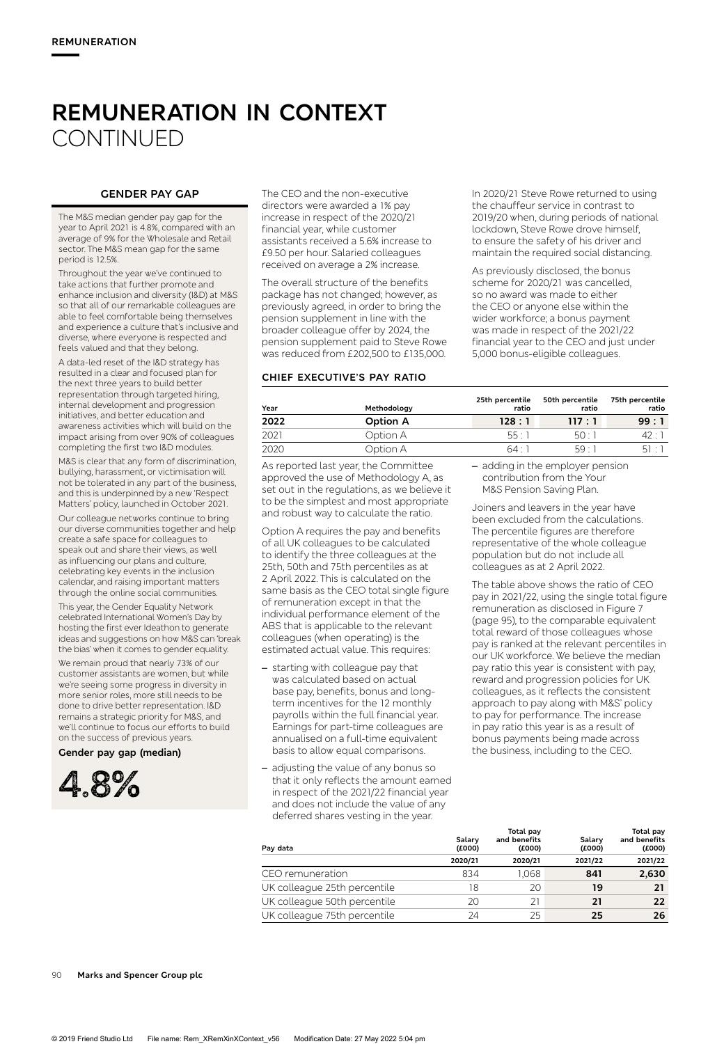## REMUNERATION IN CONTEXT CONTINUED

### GENDER PAY GAP

The M&S median gender pay gap for the year to April 2021 is 4.8%, compared with an average of 9% for the Wholesale and Retail sector. The M&S mean gap for the same period is 12.5%.

Throughout the year we've continued to take actions that further promote and enhance inclusion and diversity (I&D) at M&S so that all of our remarkable colleagues are able to feel comfortable being themselves and experience a culture that's inclusive and diverse, where everyone is respected and feels valued and that they belong.

A data-led reset of the I&D strategy has resulted in a clear and focused plan for the next three years to build better representation through targeted hiring, internal development and progression initiatives, and better education and awareness activities which will build on the impact arising from over 90% of colleagues completing the first two I&D modules.

M&S is clear that any form of discrimination, bullying, harassment, or victimisation will not be tolerated in any part of the business, and this is underpinned by a new 'Respect Matters' policy, launched in October 2021.

Our colleague networks continue to bring our diverse communities together and help create a safe space for colleagues to speak out and share their views, as well as influencing our plans and culture, celebrating key events in the inclusion calendar, and raising important matters through the online social communities.

This year, the Gender Equality Network celebrated International Women's Day by hosting the first ever Ideathon to generate ideas and suggestions on how M&S can 'break the bias' when it comes to gender equality.

We remain proud that nearly 73% of our customer assistants are women, but while we're seeing some progress in diversity in more senior roles, more still needs to be done to drive better representation. I&D remains a strategic priority for M&S, and we'll continue to focus our efforts to build on the success of previous years.

**Gender pay gap (median)**

**4.8%**

The CEO and the non-executive directors were awarded a 1% pay increase in respect of the 2020/21 financial year, while customer assistants received a 5.6% increase to £9.50 per hour. Salaried colleagues received on average a 2% increase.

The overall structure of the benefits package has not changed; however, as previously agreed, in order to bring the pension supplement in line with the broader colleague offer by 2024, the pension supplement paid to Steve Rowe was reduced from £202,500 to £135,000.

In 2020/21 Steve Rowe returned to using the chauffeur service in contrast to 2019/20 when, during periods of national lockdown, Steve Rowe drove himself, to ensure the safety of his driver and maintain the required social distancing.

As previously disclosed, the bonus scheme for 2020/21 was cancelled, so no award was made to either the CEO or anyone else within the wider workforce; a bonus payment was made in respect of the 2021/22 financial year to the CEO and just under 5,000 bonus-eligible colleagues.

### CHIEF EXECUTIVE'S PAY RATIO

| Year | Methodology | 25th percentile ratio | 50th percentile ratio | 75th percentile ratio |
|---|---|---|---|---|
| **2022** | **Option A** | **128 : 1** | **117 : 1** | **99 : 1** |
| 2021 | Option A | 55 : 1 | 50 : 1 | 42 : 1 |
| 2020 | Option A | 64 : 1 | 59 : 1 | 51 : 1 |

As reported last year, the Committee approved the use of Methodology A, as set out in the regulations, as we believe it to be the simplest and most appropriate and robust way to calculate the ratio.

Option A requires the pay and benefits of all UK colleagues to be calculated to identify the three colleagues at the 25th, 50th and 75th percentiles as at 2 April 2022. This is calculated on the same basis as the CEO total single figure of remuneration except in that the individual performance element of the ABS that is applicable to the relevant colleagues (when operating) is the estimated actual value. This requires:

- starting with colleague pay that was calculated based on actual base pay, benefits, bonus and long-term incentives for the 12 monthly payrolls within the full financial year. Earnings for part-time colleagues are annualised on a full-time equivalent basis to allow equal comparisons.
- adjusting the value of any bonus so that it only reflects the amount earned in respect of the 2021/22 financial year and does not include the value of any deferred shares vesting in the year.
- adding in the employer pension contribution from the Your M&S Pension Saving Plan.

Joiners and leavers in the year have been excluded from the calculations. The percentile figures are therefore representative of the whole colleague population but do not include all colleagues as at 2 April 2022.

The table above shows the ratio of CEO pay in 2021/22, using the single total figure remuneration as disclosed in Figure 7 (page 95), to the comparable equivalent total reward of those colleagues whose pay is ranked at the relevant percentiles in our UK workforce. We believe the median pay ratio this year is consistent with pay, reward and progression policies for UK colleagues, as it reflects the consistent approach to pay along with M&S' policy to pay for performance. The increase in pay ratio this year is as a result of bonus payments being made across the business, including to the CEO.

| Pay data | Salary (£000) | Total pay and benefits (£000) | Salary (£000) | Total pay and benefits (£000) |
|---|---|---|---|---|
| | 2020/21 | 2020/21 | 2021/22 | 2021/22 |
| CEO remuneration | 834 | 1,068 | **841** | **2,630** |
| UK colleague 25th percentile | 18 | 20 | **19** | **21** |
| UK colleague 50th percentile | 20 | 21 | **21** | **22** |
| UK colleague 75th percentile | 24 | 25 | **25** | **26** |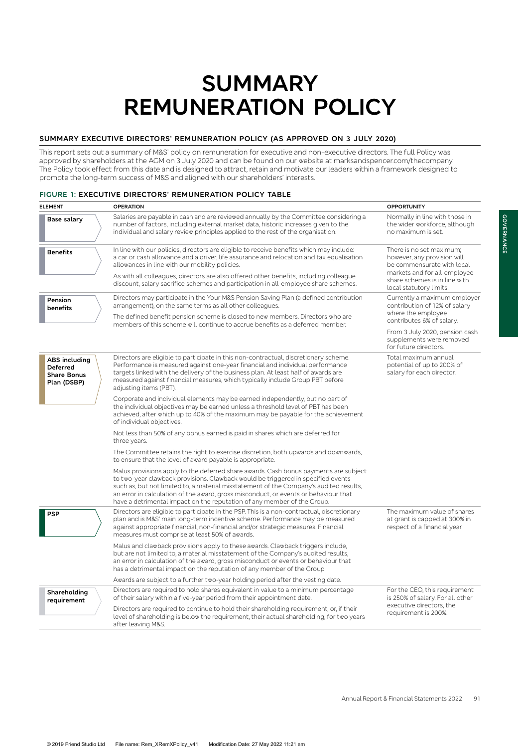# SUMMARY REMUNERATION POLICY

### SUMMARY EXECUTIVE DIRECTORS' REMUNERATION POLICY (AS APPROVED ON 3 JULY 2020)

This report sets out a summary of M&S' policy on remuneration for executive and non-executive directors. The full Policy was approved by shareholders at the AGM on 3 July 2020 and can be found on our website at marksandspencer.com/thecompany. The Policy took effect from this date and is designed to attract, retain and motivate our leaders within a framework designed to promote the long-term success of M&S and aligned with our shareholders' interests.

#### FIGURE 1: EXECUTIVE DIRECTORS' REMUNERATION POLICY TABLE

| ELEMENT | OPERATION | OPPORTUNITY |
|---|---|---|
| **Base salary** | Salaries are payable in cash and are reviewed annually by the Committee considering a number of factors, including external market data, historic increases given to the individual and salary review principles applied to the rest of the organisation. | Normally in line with those in the wider workforce, although no maximum is set. |
| **Benefits** | In line with our policies, directors are eligible to receive benefits which may include: a car or cash allowance and a driver, life assurance and relocation and tax equalisation allowances in line with our mobility policies.<br><br>As with all colleagues, directors are also offered other benefits, including colleague discount, salary sacrifice schemes and participation in all-employee share schemes. | There is no set maximum; however, any provision will be commensurate with local markets and for all-employee share schemes is in line with local statutory limits. |
| **Pension benefits** | Directors may participate in the Your M&S Pension Saving Plan (a defined contribution arrangement), on the same terms as all other colleagues.<br><br>The defined benefit pension scheme is closed to new members. Directors who are members of this scheme will continue to accrue benefits as a deferred member. | Currently a maximum employer contribution of 12% of salary where the employee contributes 6% of salary.<br><br>From 3 July 2020, pension cash supplements were removed for future directors. |
| **ABS including Deferred Share Bonus Plan (DSBP)** | Directors are eligible to participate in this non-contractual, discretionary scheme. Performance is measured against one-year financial and individual performance targets linked with the delivery of the business plan. At least half of awards are measured against financial measures, which typically include Group PBT before adjusting items (PBT).<br><br>Corporate and individual elements may be earned independently, but no part of the individual objectives may be earned unless a threshold level of PBT has been achieved, after which up to 40% of the maximum may be payable for the achievement of individual objectives.<br><br>Not less than 50% of any bonus earned is paid in shares which are deferred for three years.<br><br>The Committee retains the right to exercise discretion, both upwards and downwards, to ensure that the level of award payable is appropriate.<br><br>Malus provisions apply to the deferred share awards. Cash bonus payments are subject to two-year clawback provisions. Clawback would be triggered in specified events such as, but not limited to, a material misstatement of the Company's audited results, an error in calculation of the award, gross misconduct, or events or behaviour that have a detrimental impact on the reputation of any member of the Group. | Total maximum annual potential of up to 200% of salary for each director. |
| **PSP** | Directors are eligible to participate in the PSP. This is a non-contractual, discretionary plan and is M&S' main long-term incentive scheme. Performance may be measured against appropriate financial, non-financial and/or strategic measures. Financial measures must comprise at least 50% of awards.<br><br>Malus and clawback provisions apply to these awards. Clawback triggers include, but are not limited to, a material misstatement of the Company's audited results, an error in calculation of the award, gross misconduct or events or behaviour that has a detrimental impact on the reputation of any member of the Group.<br><br>Awards are subject to a further two-year holding period after the vesting date. | The maximum value of shares at grant is capped at 300% in respect of a financial year. |
| **Shareholding requirement** | Directors are required to hold shares equivalent in value to a minimum percentage of their salary within a five-year period from their appointment date.<br><br>Directors are required to continue to hold their shareholding requirement, or, if their level of shareholding is below the requirement, their actual shareholding, for two years after leaving M&S. | For the CEO, this requirement is 250% of salary. For all other executive directors, the requirement is 200%. |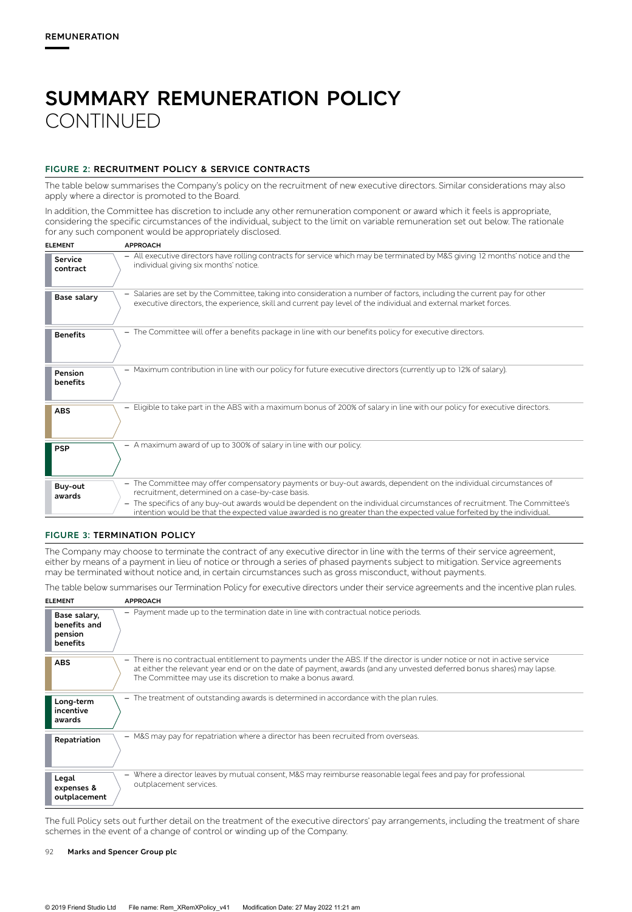REMUNERATION

# SUMMARY REMUNERATION POLICY CONTINUED

## FIGURE 2: RECRUITMENT POLICY & SERVICE CONTRACTS

The table below summarises the Company's policy on the recruitment of new executive directors. Similar considerations may also apply where a director is promoted to the Board.

In addition, the Committee has discretion to include any other remuneration component or award which it feels is appropriate, considering the specific circumstances of the individual, subject to the limit on variable remuneration set out below. The rationale for any such component would be appropriately disclosed.

| ELEMENT | APPROACH |
|---|---|
| **Service contract** | – All executive directors have rolling contracts for service which may be terminated by M&S giving 12 months' notice and the individual giving six months' notice. |
| **Base salary** | – Salaries are set by the Committee, taking into consideration a number of factors, including the current pay for other executive directors, the experience, skill and current pay level of the individual and external market forces. |
| **Benefits** | – The Committee will offer a benefits package in line with our benefits policy for executive directors. |
| **Pension benefits** | – Maximum contribution in line with our policy for future executive directors (currently up to 12% of salary). |
| **ABS** | – Eligible to take part in the ABS with a maximum bonus of 200% of salary in line with our policy for executive directors. |
| **PSP** | – A maximum award of up to 300% of salary in line with our policy. |
| **Buy-out awards** | – The Committee may offer compensatory payments or buy-out awards, dependent on the individual circumstances of recruitment, determined on a case-by-case basis.<br>– The specifics of any buy-out awards would be dependent on the individual circumstances of recruitment. The Committee's intention would be that the expected value awarded is no greater than the expected value forfeited by the individual. |

## FIGURE 3: TERMINATION POLICY

The Company may choose to terminate the contract of any executive director in line with the terms of their service agreement, either by means of a payment in lieu of notice or through a series of phased payments subject to mitigation. Service agreements may be terminated without notice and, in certain circumstances such as gross misconduct, without payments.

The table below summarises our Termination Policy for executive directors under their service agreements and the incentive plan rules.

| ELEMENT | APPROACH |
|---|---|
| **Base salary, benefits and pension benefits** | – Payment made up to the termination date in line with contractual notice periods. |
| **ABS** | – There is no contractual entitlement to payments under the ABS. If the director is under notice or not in active service at either the relevant year end or on the date of payment, awards (and any unvested deferred bonus shares) may lapse. The Committee may use its discretion to make a bonus award. |
| **Long-term incentive awards** | – The treatment of outstanding awards is determined in accordance with the plan rules. |
| **Repatriation** | – M&S may pay for repatriation where a director has been recruited from overseas. |
| **Legal expenses & outplacement** | – Where a director leaves by mutual consent, M&S may reimburse reasonable legal fees and pay for professional outplacement services. |

The full Policy sets out further detail on the treatment of the executive directors' pay arrangements, including the treatment of share schemes in the event of a change of control or winding up of the Company.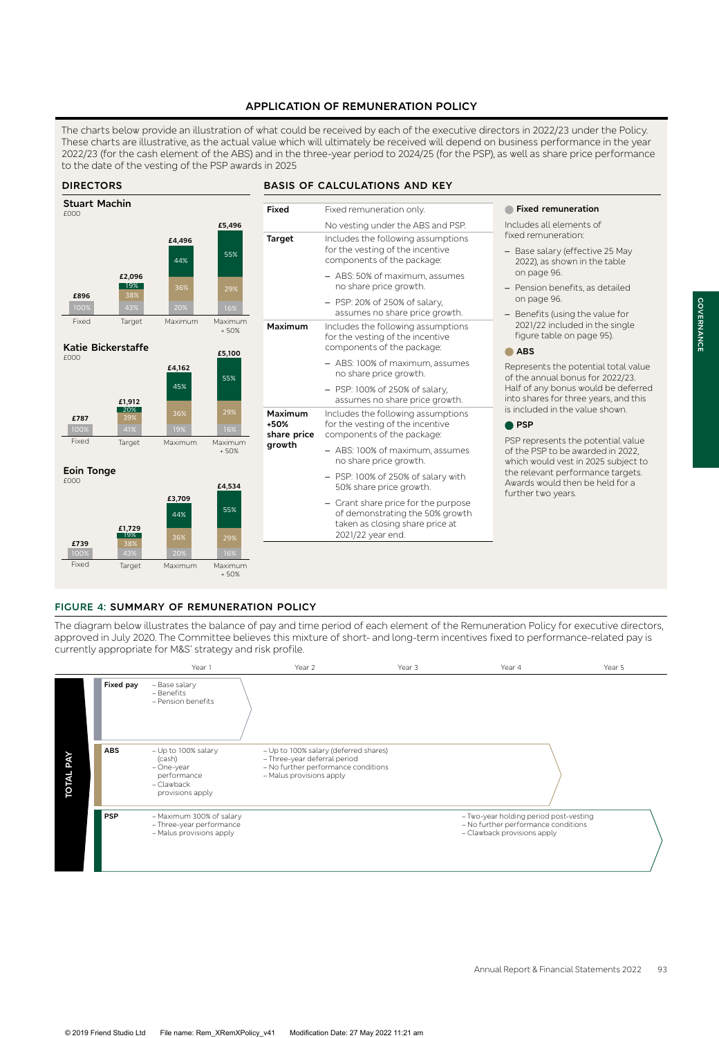## APPLICATION OF REMUNERATION POLICY

The charts below provide an illustration of what could be received by each of the executive directors in 2022/23 under the Policy. These charts are illustrative, as the actual value which will ultimately be received will depend on business performance in the year 2022/23 (for the cash element of the ABS) and in the three-year period to 2024/25 (for the PSP), as well as share price performance to the date of the vesting of the PSP awards in 2025

### DIRECTORS

**Stuart Machin**
£000

| | Fixed | Target | Maximum | Maximum + 50% |
|---|---|---|---|---|
| Total | £896 | £2,096 | £4,496 | £5,496 |
| Fixed remuneration | 100% | 43% | 20% | 16% |
| ABS | | 38% | 36% | 29% |
| PSP | | 19% | 44% | 55% |

**Katie Bickerstaffe**
£000

| | Fixed | Target | Maximum | Maximum + 50% |
|---|---|---|---|---|
| Total | £787 | £1,912 | £4,162 | £5,100 |
| Fixed remuneration | 100% | 41% | 19% | 16% |
| ABS | | 39% | 36% | 29% |
| PSP | | 20% | 45% | 55% |

**Eoin Tonge**
£000

| | Fixed | Target | Maximum | Maximum + 50% |
|---|---|---|---|---|
| Total | £739 | £1,729 | £3,709 | £4,534 |
| Fixed remuneration | 100% | 43% | 20% | 16% |
| ABS | | 38% | 36% | 29% |
| PSP | | 19% | 44% | 55% |

### BASIS OF CALCULATIONS AND KEY

| | |
|---|---|
| **Fixed** | Fixed remuneration only.<br>No vesting under the ABS and PSP. |
| **Target** | Includes the following assumptions for the vesting of the incentive components of the package:<br>– ABS: 50% of maximum, assumes no share price growth.<br>– PSP: 20% of 250% of salary, assumes no share price growth. |
| **Maximum** | Includes the following assumptions for the vesting of the incentive components of the package:<br>– ABS: 100% of maximum, assumes no share price growth.<br>– PSP: 100% of 250% of salary, assumes no share price growth. |
| **Maximum +50% share price growth** | Includes the following assumptions for the vesting of the incentive components of the package:<br>– ABS: 100% of maximum, assumes no share price growth.<br>– PSP: 100% of 250% of salary with 50% share price growth.<br>– Grant share price for the purpose of demonstrating the 50% growth taken as closing share price at 2021/22 year end. |

**Fixed remuneration**

Includes all elements of fixed remuneration:

- Base salary (effective 25 May 2022), as shown in the table on page 96.
- Pension benefits, as detailed on page 96.
- Benefits (using the value for 2021/22 included in the single figure table on page 95).

**ABS**

Represents the potential total value of the annual bonus for 2022/23. Half of any bonus would be deferred into shares for three years, and this is included in the value shown.

**PSP**

PSP represents the potential value of the PSP to be awarded in 2022, which would vest in 2025 subject to the relevant performance targets. Awards would then be held for a further two years.

## FIGURE 4: SUMMARY OF REMUNERATION POLICY

The diagram below illustrates the balance of pay and time period of each element of the Remuneration Policy for executive directors, approved in July 2020. The Committee believes this mixture of short- and long-term incentives fixed to performance-related pay is currently appropriate for M&S' strategy and risk profile.

| TOTAL PAY | Year 1 | Year 2 | Year 3 | Year 4 | Year 5 |
|---|---|---|---|---|---|
| **Fixed pay** | – Base salary<br>– Benefits<br>– Pension benefits | | | | |
| **ABS** | – Up to 100% salary (cash)<br>– One-year performance<br>– Clawback provisions apply | – Up to 100% salary (deferred shares)<br>– Three-year deferral period<br>– No further performance conditions<br>– Malus provisions apply | | | |
| **PSP** | – Maximum 300% of salary<br>– Three-year performance<br>– Malus provisions apply | | | – Two-year holding period post-vesting<br>– No further performance conditions<br>– Clawback provisions apply | |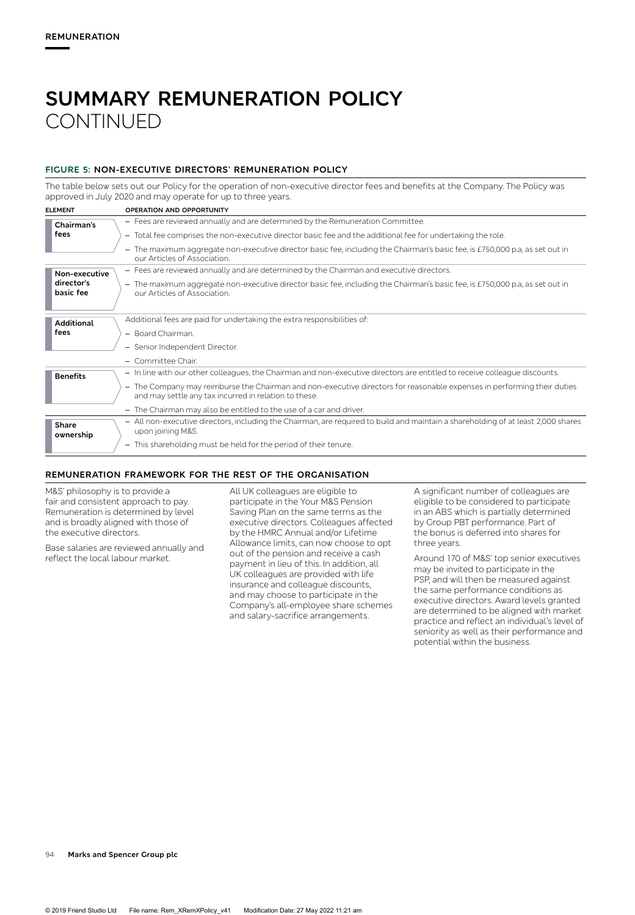# SUMMARY REMUNERATION POLICY CONTINUED

### FIGURE 5: NON-EXECUTIVE DIRECTORS' REMUNERATION POLICY

The table below sets out our Policy for the operation of non-executive director fees and benefits at the Company. The Policy was approved in July 2020 and may operate for up to three years.

| ELEMENT | OPERATION AND OPPORTUNITY |
|---|---|
| **Chairman's fees** | – Fees are reviewed annually and are determined by the Remuneration Committee.<br>– Total fee comprises the non-executive director basic fee and the additional fee for undertaking the role.<br>– The maximum aggregate non-executive director basic fee, including the Chairman's basic fee, is £750,000 p.a, as set out in our Articles of Association. |
| **Non-executive director's basic fee** | – Fees are reviewed annually and are determined by the Chairman and executive directors.<br>– The maximum aggregate non-executive director basic fee, including the Chairman's basic fee, is £750,000 p.a, as set out in our Articles of Association. |
| **Additional fees** | Additional fees are paid for undertaking the extra responsibilities of:<br>– Board Chairman.<br>– Senior Independent Director.<br>– Committee Chair. |
| **Benefits** | – In line with our other colleagues, the Chairman and non-executive directors are entitled to receive colleague discounts.<br>– The Company may reimburse the Chairman and non-executive directors for reasonable expenses in performing their duties and may settle any tax incurred in relation to these.<br>– The Chairman may also be entitled to the use of a car and driver. |
| **Share ownership** | – All non-executive directors, including the Chairman, are required to build and maintain a shareholding of at least 2,000 shares upon joining M&S.<br>– This shareholding must be held for the period of their tenure. |

### REMUNERATION FRAMEWORK FOR THE REST OF THE ORGANISATION

M&S' philosophy is to provide a fair and consistent approach to pay. Remuneration is determined by level and is broadly aligned with those of the executive directors.

Base salaries are reviewed annually and reflect the local labour market.

All UK colleagues are eligible to participate in the Your M&S Pension Saving Plan on the same terms as the executive directors. Colleagues affected by the HMRC Annual and/or Lifetime Allowance limits, can now choose to opt out of the pension and receive a cash payment in lieu of this. In addition, all UK colleagues are provided with life insurance and colleague discounts, and may choose to participate in the Company's all-employee share schemes and salary-sacrifice arrangements.

A significant number of colleagues are eligible to be considered to participate in an ABS which is partially determined by Group PBT performance. Part of the bonus is deferred into shares for three years.

Around 170 of M&S' top senior executives may be invited to participate in the PSP, and will then be measured against the same performance conditions as executive directors. Award levels granted are determined to be aligned with market practice and reflect an individual's level of seniority as well as their performance and potential within the business.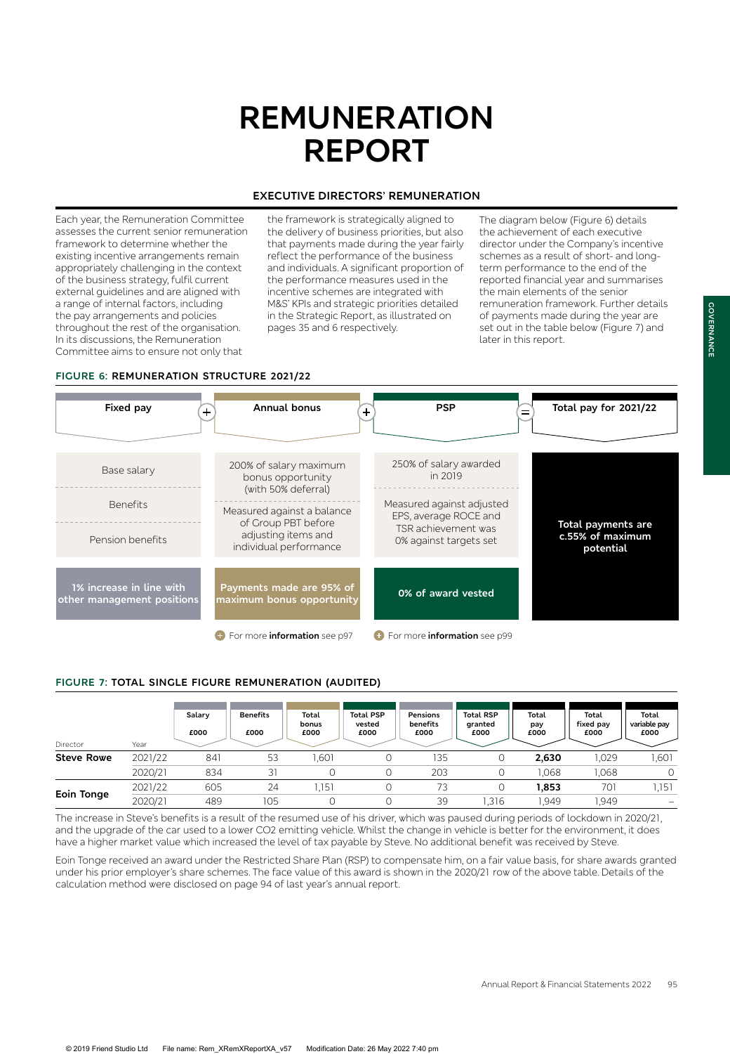# REMUNERATION REPORT

## EXECUTIVE DIRECTORS' REMUNERATION

Each year, the Remuneration Committee assesses the current senior remuneration framework to determine whether the existing incentive arrangements remain appropriately challenging in the context of the business strategy, fulfil current external guidelines and are aligned with a range of internal factors, including the pay arrangements and policies throughout the rest of the organisation. In its discussions, the Remuneration Committee aims to ensure not only that the framework is strategically aligned to the delivery of business priorities, but also that payments made during the year fairly reflect the performance of the business and individuals. A significant proportion of the performance measures used in the incentive schemes are integrated with M&S' KPIs and strategic priorities detailed in the Strategic Report, as illustrated on pages 35 and 6 respectively.

The diagram below (Figure 6) details the achievement of each executive director under the Company's incentive schemes as a result of short- and long-term performance to the end of the reported financial year and summarises the main elements of the senior remuneration framework. Further details of payments made during the year are set out in the table below (Figure 7) and later in this report.

### FIGURE 6: REMUNERATION STRUCTURE 2021/22

| Fixed pay | + Annual bonus | + PSP | = Total pay for 2021/22 |
|---|---|---|---|
| Base salary<br>Benefits<br>Pension benefits | 200% of salary maximum bonus opportunity (with 50% deferral)<br>Measured against a balance of Group PBT before adjusting items and individual performance | 250% of salary awarded in 2019<br>Measured against adjusted EPS, average ROCE and TSR achievement was 0% against targets set | Total payments are c.55% of maximum potential |
| 1% increase in line with other management positions | Payments made are 95% of maximum bonus opportunity | 0% of award vested | |

For more **information** see p97 — For more **information** see p99

### FIGURE 7: TOTAL SINGLE FIGURE REMUNERATION (AUDITED)

| Director | Year | Salary £000 | Benefits £000 | Total bonus £000 | Total PSP vested £000 | Pensions benefits £000 | Total RSP granted £000 | Total pay £000 | Total fixed pay £000 | Total variable pay £000 |
|---|---|---|---|---|---|---|---|---|---|---|
| **Steve Rowe** | 2021/22 | 841 | 53 | 1,601 | 0 | 135 | 0 | **2,630** | 1,029 | 1,601 |
| | 2020/21 | 834 | 31 | 0 | 0 | 203 | 0 | 1,068 | 1,068 | 0 |
| **Eoin Tonge** | 2021/22 | 605 | 24 | 1,151 | 0 | 73 | 0 | **1,853** | 701 | 1,151 |
| | 2020/21 | 489 | 105 | 0 | 0 | 39 | 1,316 | 1,949 | 1,949 | – |

The increase in Steve's benefits is a result of the resumed use of his driver, which was paused during periods of lockdown in 2020/21, and the upgrade of the car used to a lower CO2 emitting vehicle. Whilst the change in vehicle is better for the environment, it does have a higher market value which increased the level of tax payable by Steve. No additional benefit was received by Steve.

Eoin Tonge received an award under the Restricted Share Plan (RSP) to compensate him, on a fair value basis, for share awards granted under his prior employer's share schemes. The face value of this award is shown in the 2020/21 row of the above table. Details of the calculation method were disclosed on page 94 of last year's annual report.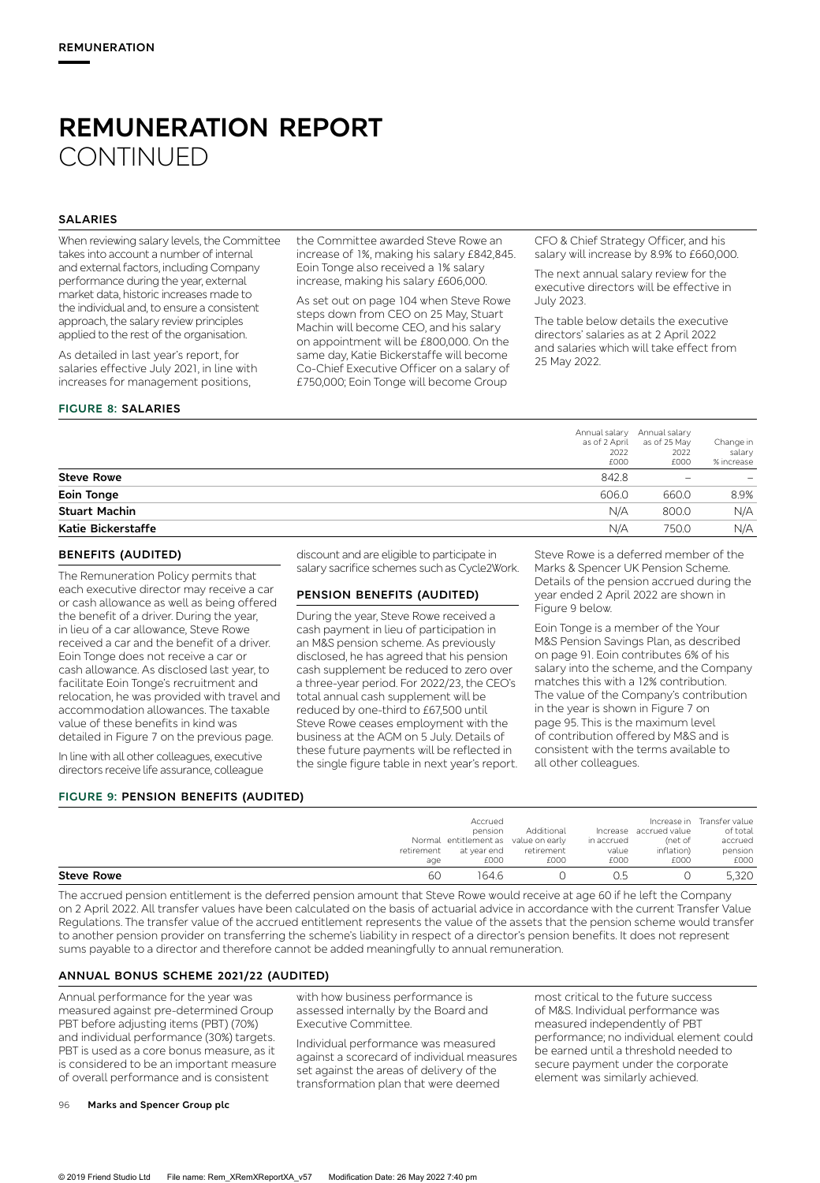# REMUNERATION REPORT CONTINUED

## SALARIES

When reviewing salary levels, the Committee takes into account a number of internal and external factors, including Company performance during the year, external market data, historic increases made to the individual and, to ensure a consistent approach, the salary review principles applied to the rest of the organisation.

As detailed in last year's report, for salaries effective July 2021, in line with increases for management positions, the Committee awarded Steve Rowe an increase of 1%, making his salary £842,845. Eoin Tonge also received a 1% salary increase, making his salary £606,000.

As set out on page 104 when Steve Rowe steps down from CEO on 25 May, Stuart Machin will become CEO, and his salary on appointment will be £800,000. On the same day, Katie Bickerstaffe will become Co-Chief Executive Officer on a salary of £750,000; Eoin Tonge will become Group CFO & Chief Strategy Officer, and his salary will increase by 8.9% to £660,000.

The next annual salary review for the executive directors will be effective in July 2023.

The table below details the executive directors' salaries as at 2 April 2022 and salaries which will take effect from 25 May 2022.

### FIGURE 8: SALARIES

| | Annual salary as of 2 April 2022 £000 | Annual salary as of 25 May 2022 £000 | Change in salary % increase |
|---|---|---|---|
| **Steve Rowe** | 842.8 | – | – |
| **Eoin Tonge** | 606.0 | 660.0 | 8.9% |
| **Stuart Machin** | N/A | 800.0 | N/A |
| **Katie Bickerstaffe** | N/A | 750.0 | N/A |

## BENEFITS (AUDITED)

The Remuneration Policy permits that each executive director may receive a car or cash allowance as well as being offered the benefit of a driver. During the year, in lieu of a car allowance, Steve Rowe received a car and the benefit of a driver. Eoin Tonge does not receive a car or cash allowance. As disclosed last year, to facilitate Eoin Tonge's recruitment and relocation, he was provided with travel and accommodation allowances. The taxable value of these benefits in kind was detailed in Figure 7 on the previous page.

In line with all other colleagues, executive directors receive life assurance, colleague discount and are eligible to participate in salary sacrifice schemes such as Cycle2Work.

## PENSION BENEFITS (AUDITED)

During the year, Steve Rowe received a cash payment in lieu of participation in an M&S pension scheme. As previously disclosed, he has agreed that his pension cash supplement be reduced to zero over a three-year period. For 2022/23, the CEO's total annual cash supplement will be reduced by one-third to £67,500 until Steve Rowe ceases employment with the business at the AGM on 5 July. Details of these future payments will be reflected in the single figure table in next year's report.

Steve Rowe is a deferred member of the Marks & Spencer UK Pension Scheme. Details of the pension accrued during the year ended 2 April 2022 are shown in Figure 9 below.

Eoin Tonge is a member of the Your M&S Pension Savings Plan, as described on page 91. Eoin contributes 6% of his salary into the scheme, and the Company matches this with a 12% contribution. The value of the Company's contribution in the year is shown in Figure 7 on page 95. This is the maximum level of contribution offered by M&S and is consistent with the terms available to all other colleagues.

### FIGURE 9: PENSION BENEFITS (AUDITED)

| | Normal retirement age | Accrued pension entitlement as at year end £000 | Additional value on early retirement £000 | Increase in accrued value £000 | Increase in accrued value (net of inflation) £000 | Transfer value of total accrued pension £000 |
|---|---|---|---|---|---|---|
| **Steve Rowe** | 60 | 164.6 | 0 | 0.5 | 0 | 5,320 |

The accrued pension entitlement is the deferred pension amount that Steve Rowe would receive at age 60 if he left the Company on 2 April 2022. All transfer values have been calculated on the basis of actuarial advice in accordance with the current Transfer Value Regulations. The transfer value of the accrued entitlement represents the value of the assets that the pension scheme would transfer to another pension provider on transferring the scheme's liability in respect of a director's pension benefits. It does not represent sums payable to a director and therefore cannot be added meaningfully to annual remuneration.

## ANNUAL BONUS SCHEME 2021/22 (AUDITED)

Annual performance for the year was measured against pre-determined Group PBT before adjusting items (PBT) (70%) and individual performance (30%) targets. PBT is used as a core bonus measure, as it is considered to be an important measure of overall performance and is consistent with how business performance is assessed internally by the Board and Executive Committee.

Individual performance was measured against a scorecard of individual measures set against the areas of delivery of the transformation plan that were deemed most critical to the future success of M&S. Individual performance was measured independently of PBT performance; no individual element could be earned until a threshold needed to secure payment under the corporate element was similarly achieved.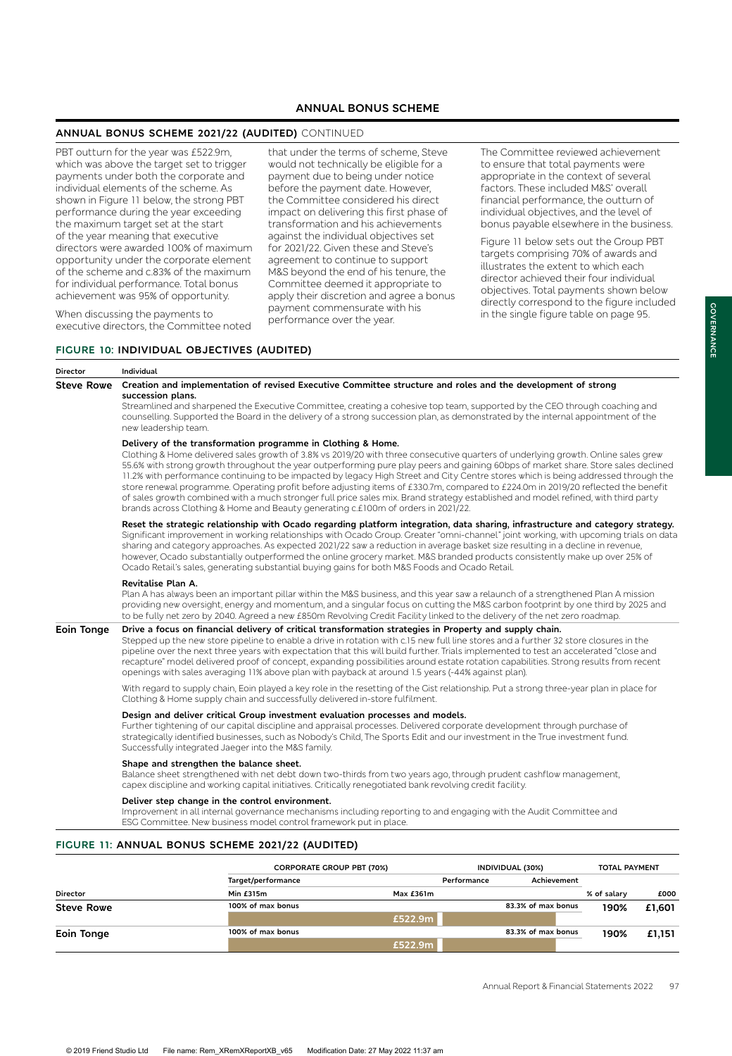## ANNUAL BONUS SCHEME

### ANNUAL BONUS SCHEME 2021/22 (AUDITED) CONTINUED

PBT outturn for the year was £522.9m, which was above the target set to trigger payments under both the corporate and individual elements of the scheme. As shown in Figure 11 below, the strong PBT performance during the year exceeding the maximum target set at the start of the year meaning that executive directors were awarded 100% of maximum opportunity under the corporate element of the scheme and c.83% of the maximum for individual performance. Total bonus achievement was 95% of opportunity.

When discussing the payments to executive directors, the Committee noted that under the terms of scheme, Steve would not technically be eligible for a payment due to being under notice before the payment date. However, the Committee considered his direct impact on delivering this first phase of transformation and his achievements against the individual objectives set for 2021/22. Given these and Steve's agreement to continue to support M&S beyond the end of his tenure, the Committee deemed it appropriate to apply their discretion and agree a bonus payment commensurate with his performance over the year.

The Committee reviewed achievement to ensure that total payments were appropriate in the context of several factors. These included M&S' overall financial performance, the outturn of individual objectives, and the level of bonus payable elsewhere in the business.

Figure 11 below sets out the Group PBT targets comprising 70% of awards and illustrates the extent to which each director achieved their four individual objectives. Total payments shown below directly correspond to the figure included in the single figure table on page 95.

### FIGURE 10: INDIVIDUAL OBJECTIVES (AUDITED)

| Director | Individual |
|---|---|
| **Steve Rowe** | **Creation and implementation of revised Executive Committee structure and roles and the development of strong succession plans.** Streamlined and sharpened the Executive Committee, creating a cohesive top team, supported by the CEO through coaching and counselling. Supported the Board in the delivery of a strong succession plan, as demonstrated by the internal appointment of the new leadership team. |
| | **Delivery of the transformation programme in Clothing & Home.** Clothing & Home delivered sales growth of 3.8% vs 2019/20 with three consecutive quarters of underlying growth. Online sales grew 55.6% with strong growth throughout the year outperforming pure play peers and gaining 60bps of market share. Store sales declined 11.2% with performance continuing to be impacted by legacy High Street and City Centre stores which is being addressed through the store renewal programme. Operating profit before adjusting items of £330.7m, compared to £224.0m in 2019/20 reflected the benefit of sales growth combined with a much stronger full price sales mix. Brand strategy established and model refined, with third party brands across Clothing & Home and Beauty generating c.£100m of orders in 2021/22. |
| | **Reset the strategic relationship with Ocado regarding platform integration, data sharing, infrastructure and category strategy.** Significant improvement in working relationships with Ocado Group. Greater "omni-channel" joint working, with upcoming trials on data sharing and category approaches. As expected 2021/22 saw a reduction in average basket size resulting in a decline in revenue, however, Ocado substantially outperformed the online grocery market. M&S branded products consistently make up over 25% of Ocado Retail's sales, generating substantial buying gains for both M&S Foods and Ocado Retail. |
| | **Revitalise Plan A.** Plan A has always been an important pillar within the M&S business, and this year saw a relaunch of a strengthened Plan A mission providing new oversight, energy and momentum, and a singular focus on cutting the M&S carbon footprint by one third by 2025 and to be fully net zero by 2040. Agreed a new £850m Revolving Credit Facility linked to the delivery of the net zero roadmap. |
| **Eoin Tonge** | **Drive a focus on financial delivery of critical transformation strategies in Property and supply chain.** Stepped up the new store pipeline to enable a drive in rotation with c.15 new full line stores and a further 32 store closures in the pipeline over the next three years with expectation that this will build further. Trials implemented to test an accelerated "close and recapture" model delivered proof of concept, expanding possibilities around estate rotation capabilities. Strong results from recent openings with sales averaging 11% above plan with payback at around 1.5 years (-44% against plan). With regard to supply chain, Eoin played a key role in the resetting of the Gist relationship. Put a strong three-year plan in place for Clothing & Home supply chain and successfully delivered in-store fulfilment. |
| | **Design and deliver critical Group investment evaluation processes and models.** Further tightening of our capital discipline and appraisal processes. Delivered corporate development through purchase of strategically identified businesses, such as Nobody's Child, The Sports Edit and our investment in the True investment fund. Successfully integrated Jaeger into the M&S family. |
| | **Shape and strengthen the balance sheet.** Balance sheet strengthened with net debt down two-thirds from two years ago, through prudent cashflow management, capex discipline and working capital initiatives. Critically renegotiated bank revolving credit facility. |
| | **Deliver step change in the control environment.** Improvement in all internal governance mechanisms including reporting to and engaging with the Audit Committee and ESG Committee. New business model control framework put in place. |

### FIGURE 11: ANNUAL BONUS SCHEME 2021/22 (AUDITED)

| | CORPORATE GROUP PBT (70%) | | INDIVIDUAL (30%) | | TOTAL PAYMENT | |
|---|---|---|---|---|---|---|
| | Target/performance | | Performance | Achievement | | |
| Director | Min £315m | Max £361m | | | % of salary | £000 |
| **Steve Rowe** | 100% of max bonus | £522.9m | | 83.3% of max bonus | 190% | £1,601 |
| **Eoin Tonge** | 100% of max bonus | £522.9m | | 83.3% of max bonus | 190% | £1,151 |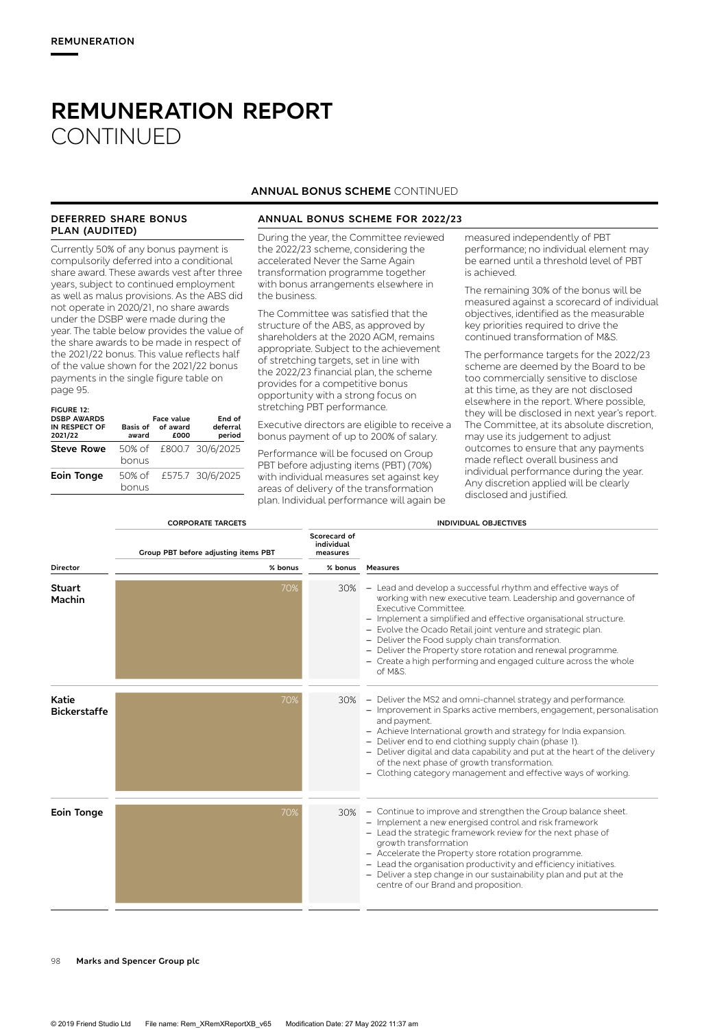# REMUNERATION REPORT CONTINUED

## ANNUAL BONUS SCHEME CONTINUED

### DEFERRED SHARE BONUS PLAN (AUDITED)

Currently 50% of any bonus payment is compulsorily deferred into a conditional share award. These awards vest after three years, subject to continued employment as well as malus provisions. As the ABS did not operate in 2020/21, no share awards under the DSBP were made during the year. The table below provides the value of the share awards to be made in respect of the 2021/22 bonus. This value reflects half of the value shown for the 2021/22 bonus payments in the single figure table on page 95.

**FIGURE 12: DSBP AWARDS IN RESPECT OF 2021/22**

| | Basis of award | Face value of award £000 | End of deferral period |
|---|---|---|---|
| **Steve Rowe** | 50% of bonus | £800.7 | 30/6/2025 |
| **Eoin Tonge** | 50% of bonus | £575.7 | 30/6/2025 |

### ANNUAL BONUS SCHEME FOR 2022/23

During the year, the Committee reviewed the 2022/23 scheme, considering the accelerated Never the Same Again transformation programme together with bonus arrangements elsewhere in the business.

The Committee was satisfied that the structure of the ABS, as approved by shareholders at the 2020 AGM, remains appropriate. Subject to the achievement of stretching targets, set in line with the 2022/23 financial plan, the scheme provides for a competitive bonus opportunity with a strong focus on stretching PBT performance.

Executive directors are eligible to receive a bonus payment of up to 200% of salary.

Performance will be focused on Group PBT before adjusting items (PBT) (70%) with individual measures set against key areas of delivery of the transformation plan. Individual performance will again be measured independently of PBT performance; no individual element may be earned until a threshold level of PBT is achieved.

The remaining 30% of the bonus will be measured against a scorecard of individual objectives, identified as the measurable key priorities required to drive the continued transformation of M&S.

The performance targets for the 2022/23 scheme are deemed by the Board to be too commercially sensitive to disclose at this time, as they are not disclosed elsewhere in the report. Where possible, they will be disclosed in next year's report. The Committee, at its absolute discretion, may use its judgement to adjust outcomes to ensure that any payments made reflect overall business and individual performance during the year. Any discretion applied will be clearly disclosed and justified.

| | CORPORATE TARGETS | INDIVIDUAL OBJECTIVES | |
|---|---|---|---|
| | Group PBT before adjusting items PBT | Scorecard of individual measures | |
| Director | % bonus | % bonus | Measures |
| **Stuart Machin** | 70% | 30% | – Lead and develop a successful rhythm and effective ways of working with new executive team. Leadership and governance of Executive Committee.<br>– Implement a simplified and effective organisational structure.<br>– Evolve the Ocado Retail joint venture and strategic plan.<br>– Deliver the Food supply chain transformation.<br>– Deliver the Property store rotation and renewal programme.<br>– Create a high performing and engaged culture across the whole of M&S. |
| **Katie Bickerstaffe** | 70% | 30% | – Deliver the MS2 and omni-channel strategy and performance.<br>– Improvement in Sparks active members, engagement, personalisation and payment.<br>– Achieve International growth and strategy for India expansion.<br>– Deliver end to end clothing supply chain (phase 1).<br>– Deliver digital and data capability and put at the heart of the delivery of the next phase of growth transformation.<br>– Clothing category management and effective ways of working. |
| **Eoin Tonge** | 70% | 30% | – Continue to improve and strengthen the Group balance sheet.<br>– Implement a new energised control and risk framework<br>– Lead the strategic framework review for the next phase of growth transformation<br>– Accelerate the Property store rotation programme.<br>– Lead the organisation productivity and efficiency initiatives.<br>– Deliver a step change in our sustainability plan and put at the centre of our Brand and proposition. |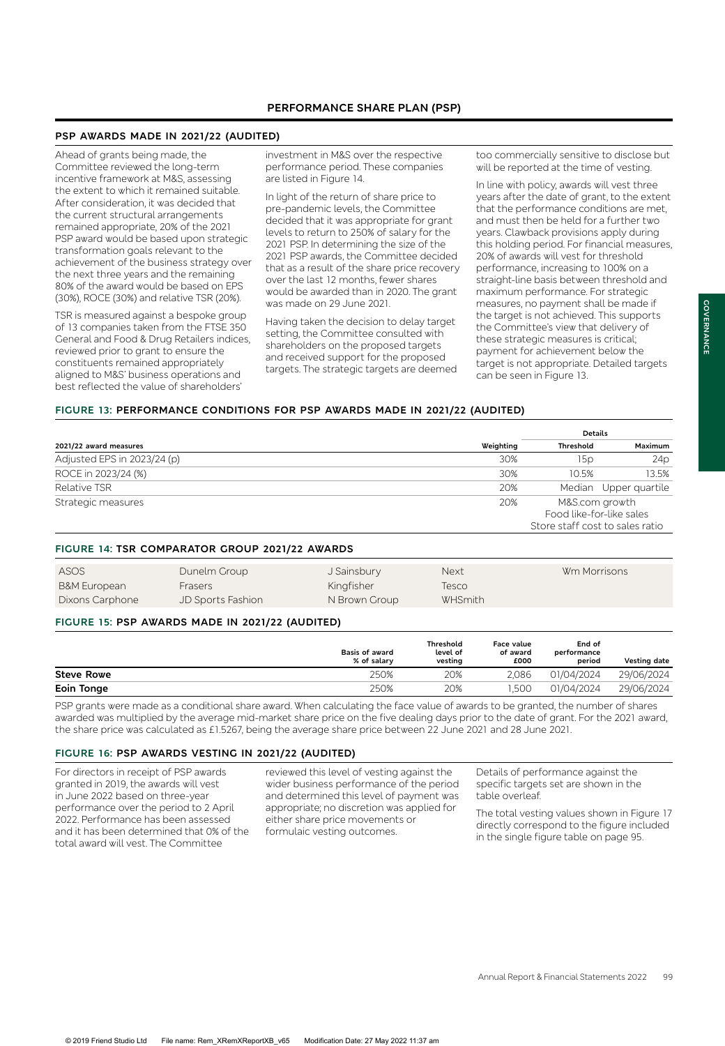## PERFORMANCE SHARE PLAN (PSP)

### PSP AWARDS MADE IN 2021/22 (AUDITED)

Ahead of grants being made, the Committee reviewed the long-term incentive framework at M&S, assessing the extent to which it remained suitable. After consideration, it was decided that the current structural arrangements remained appropriate, 20% of the 2021 PSP award would be based upon strategic transformation goals relevant to the achievement of the business strategy over the next three years and the remaining 80% of the award would be based on EPS (30%), ROCE (30%) and relative TSR (20%).

TSR is measured against a bespoke group of 13 companies taken from the FTSE 350 General and Food & Drug Retailers indices, reviewed prior to grant to ensure the constituents remained appropriately aligned to M&S' business operations and best reflected the value of shareholders' investment in M&S over the respective performance period. These companies are listed in Figure 14.

In light of the return of share price to pre-pandemic levels, the Committee decided that it was appropriate for grant levels to return to 250% of salary for the 2021 PSP. In determining the size of the 2021 PSP awards, the Committee decided that as a result of the share price recovery over the last 12 months, fewer shares would be awarded than in 2020. The grant was made on 29 June 2021.

Having taken the decision to delay target setting, the Committee consulted with shareholders on the proposed targets and received support for the proposed targets. The strategic targets are deemed too commercially sensitive to disclose but will be reported at the time of vesting.

In line with policy, awards will vest three years after the date of grant, to the extent that the performance conditions are met, and must then be held for a further two years. Clawback provisions apply during this holding period. For financial measures, 20% of awards will vest for threshold performance, increasing to 100% on a straight-line basis between threshold and maximum performance. For strategic measures, no payment shall be made if the target is not achieved. This supports the Committee's view that delivery of these strategic measures is critical; payment for achievement below the target is not appropriate. Detailed targets can be seen in Figure 13.

### FIGURE 13: PERFORMANCE CONDITIONS FOR PSP AWARDS MADE IN 2021/22 (AUDITED)

| 2021/22 award measures | Weighting | Details – Threshold | Details – Maximum |
|---|---|---|---|
| Adjusted EPS in 2023/24 (p) | 30% | 15p | 24p |
| ROCE in 2023/24 (%) | 30% | 10.5% | 13.5% |
| Relative TSR | 20% | Median | Upper quartile |
| Strategic measures | 20% | M&S.com growth<br>Food like-for-like sales<br>Store staff cost to sales ratio | |

### FIGURE 14: TSR COMPARATOR GROUP 2021/22 AWARDS

| | | | | |
|---|---|---|---|---|
| ASOS | Dunelm Group | J Sainsbury | Next | Wm Morrisons |
| B&M European | Frasers | Kingfisher | Tesco | |
| Dixons Carphone | JD Sports Fashion | N Brown Group | WHSmith | |

### FIGURE 15: PSP AWARDS MADE IN 2021/22 (AUDITED)

| | Basis of award % of salary | Threshold level of vesting | Face value of award £000 | End of performance period | Vesting date |
|---|---|---|---|---|---|
| **Steve Rowe** | 250% | 20% | 2,086 | 01/04/2024 | 29/06/2024 |
| **Eoin Tonge** | 250% | 20% | 1,500 | 01/04/2024 | 29/06/2024 |

PSP grants were made as a conditional share award. When calculating the face value of awards to be granted, the number of shares awarded was multiplied by the average mid-market share price on the five dealing days prior to the date of grant. For the 2021 award, the share price was calculated as £1.5267, being the average share price between 22 June 2021 and 28 June 2021.

### FIGURE 16: PSP AWARDS VESTING IN 2021/22 (AUDITED)

For directors in receipt of PSP awards granted in 2019, the awards will vest in June 2022 based on three-year performance over the period to 2 April 2022. Performance has been assessed and it has been determined that 0% of the total award will vest. The Committee reviewed this level of vesting against the wider business performance of the period and determined this level of payment was appropriate; no discretion was applied for either share price movements or formulaic vesting outcomes.

Details of performance against the specific targets set are shown in the table overleaf.

The total vesting values shown in Figure 17 directly correspond to the figure included in the single figure table on page 95.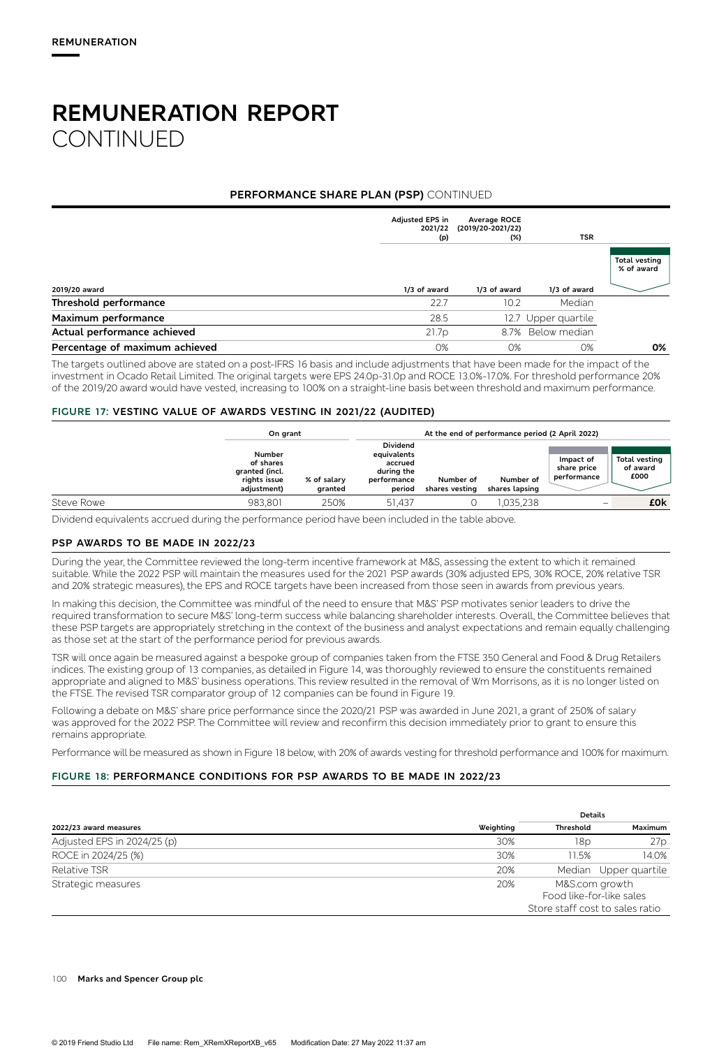# REMUNERATION REPORT CONTINUED

### PERFORMANCE SHARE PLAN (PSP) CONTINUED

| | Adjusted EPS in 2021/22 (p) | Average ROCE (2019/20-2021/22) (%) | TSR | Total vesting % of award |
|---|---|---|---|---|
| **2019/20 award** | 1/3 of award | 1/3 of award | 1/3 of award | |
| **Threshold performance** | 22.7 | 10.2 | Median | |
| **Maximum performance** | 28.5 | 12.7 | Upper quartile | |
| **Actual performance achieved** | 21.7p | 8.7% | Below median | |
| **Percentage of maximum achieved** | 0% | 0% | 0% | **0%** |

The targets outlined above are stated on a post-IFRS 16 basis and include adjustments that have been made for the impact of the investment in Ocado Retail Limited. The original targets were EPS 24.0p-31.0p and ROCE 13.0%-17.0%. For threshold performance 20% of the 2019/20 award would have vested, increasing to 100% on a straight-line basis between threshold and maximum performance.

#### FIGURE 17: VESTING VALUE OF AWARDS VESTING IN 2021/22 (AUDITED)

| | On grant | | At the end of performance period (2 April 2022) | | | | |
|---|---|---|---|---|---|---|---|
| | Number of shares granted (incl. rights issue adjustment) | % of salary granted | Dividend equivalents accrued during the performance period | Number of shares vesting | Number of shares lapsing | Impact of share price performance | Total vesting of award £000 |
| Steve Rowe | 983,801 | 250% | 51,437 | 0 | 1,035,238 | – | **£0k** |

Dividend equivalents accrued during the performance period have been included in the table above.

### PSP AWARDS TO BE MADE IN 2022/23

During the year, the Committee reviewed the long-term incentive framework at M&S, assessing the extent to which it remained suitable. While the 2022 PSP will maintain the measures used for the 2021 PSP awards (30% adjusted EPS, 30% ROCE, 20% relative TSR and 20% strategic measures), the EPS and ROCE targets have been increased from those seen in awards from previous years.

In making this decision, the Committee was mindful of the need to ensure that M&S' PSP motivates senior leaders to drive the required transformation to secure M&S' long-term success while balancing shareholder interests. Overall, the Committee believes that these PSP targets are appropriately stretching in the context of the business and analyst expectations and remain equally challenging as those set at the start of the performance period for previous awards.

TSR will once again be measured against a bespoke group of companies taken from the FTSE 350 General and Food & Drug Retailers indices. The existing group of 13 companies, as detailed in Figure 14, was thoroughly reviewed to ensure the constituents remained appropriate and aligned to M&S' business operations. This review resulted in the removal of Wm Morrisons, as it is no longer listed on the FTSE. The revised TSR comparator group of 12 companies can be found in Figure 19.

Following a debate on M&S' share price performance since the 2020/21 PSP was awarded in June 2021, a grant of 250% of salary was approved for the 2022 PSP. The Committee will review and reconfirm this decision immediately prior to grant to ensure this remains appropriate.

Performance will be measured as shown in Figure 18 below, with 20% of awards vesting for threshold performance and 100% for maximum.

#### FIGURE 18: PERFORMANCE CONDITIONS FOR PSP AWARDS TO BE MADE IN 2022/23

| | | Details | |
|---|---|---|---|
| 2022/23 award measures | Weighting | Threshold | Maximum |
| Adjusted EPS in 2024/25 (p) | 30% | 18p | 27p |
| ROCE in 2024/25 (%) | 30% | 11.5% | 14.0% |
| Relative TSR | 20% | Median | Upper quartile |
| Strategic measures | 20% | M&S.com growth<br>Food like-for-like sales<br>Store staff cost to sales ratio | |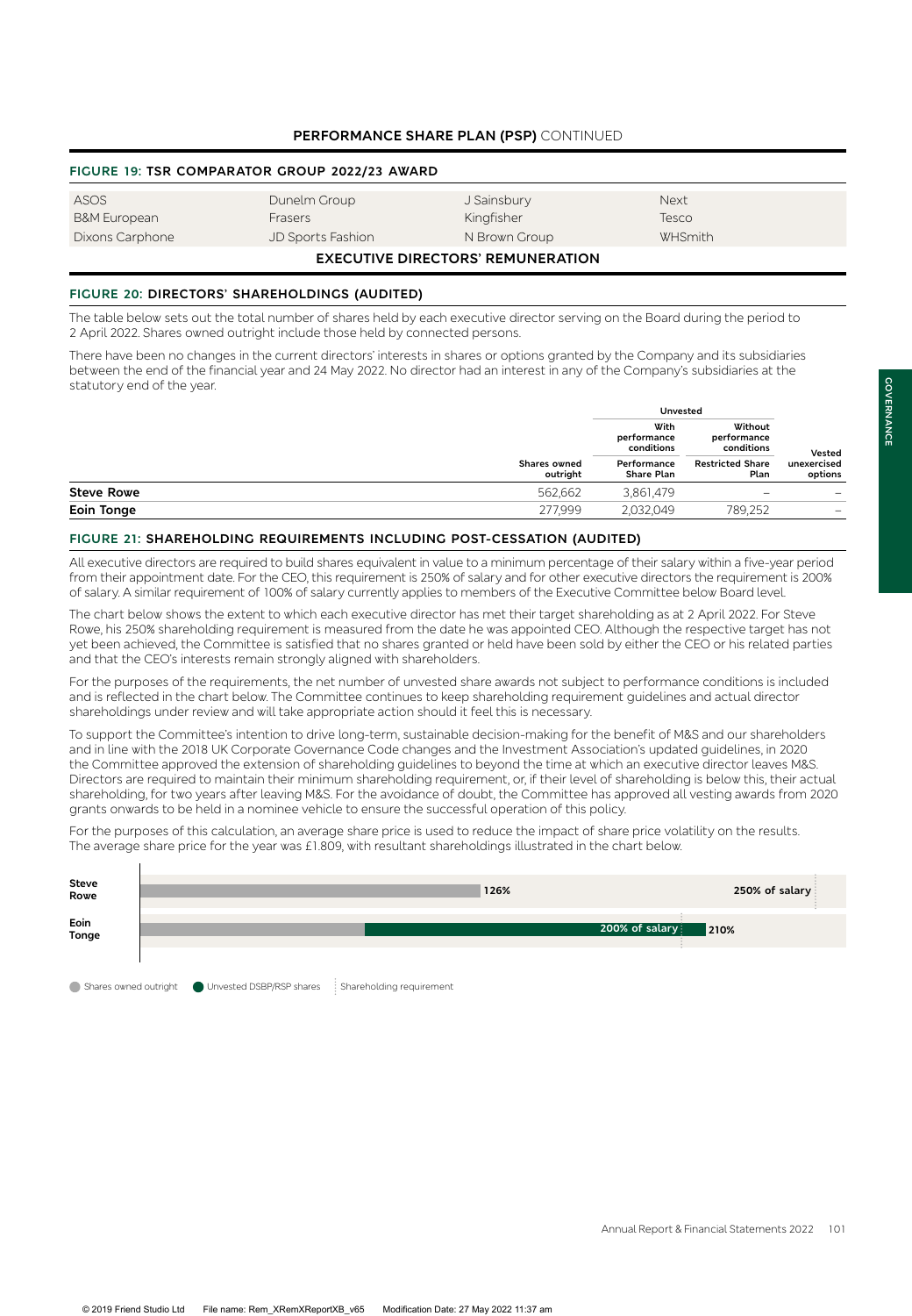## PERFORMANCE SHARE PLAN (PSP) CONTINUED

### FIGURE 19: TSR COMPARATOR GROUP 2022/23 AWARD

| | | | |
|---|---|---|---|
| ASOS | Dunelm Group | J Sainsbury | Next |
| B&M European | Frasers | Kingfisher | Tesco |
| Dixons Carphone | JD Sports Fashion | N Brown Group | WHSmith |

## EXECUTIVE DIRECTORS' REMUNERATION

### FIGURE 20: DIRECTORS' SHAREHOLDINGS (AUDITED)

The table below sets out the total number of shares held by each executive director serving on the Board during the period to 2 April 2022. Shares owned outright include those held by connected persons.

There have been no changes in the current directors' interests in shares or options granted by the Company and its subsidiaries between the end of the financial year and 24 May 2022. No director had an interest in any of the Company's subsidiaries at the statutory end of the year.

| | | Unvested | | |
|---|---|---|---|---|
| | | With performance conditions | Without performance conditions | |
| | Shares owned outright | Performance Share Plan | Restricted Share Plan | Vested unexercised options |
| **Steve Rowe** | 562,662 | 3,861,479 | – | – |
| **Eoin Tonge** | 277,999 | 2,032,049 | 789,252 | – |

### FIGURE 21: SHAREHOLDING REQUIREMENTS INCLUDING POST-CESSATION (AUDITED)

All executive directors are required to build shares equivalent in value to a minimum percentage of their salary within a five-year period from their appointment date. For the CEO, this requirement is 250% of salary and for other executive directors the requirement is 200% of salary. A similar requirement of 100% of salary currently applies to members of the Executive Committee below Board level.

The chart below shows the extent to which each executive director has met their target shareholding as at 2 April 2022. For Steve Rowe, his 250% shareholding requirement is measured from the date he was appointed CEO. Although the respective target has not yet been achieved, the Committee is satisfied that no shares granted or held have been sold by either the CEO or his related parties and that the CEO's interests remain strongly aligned with shareholders.

For the purposes of the requirements, the net number of unvested share awards not subject to performance conditions is included and is reflected in the chart below. The Committee continues to keep shareholding requirement guidelines and actual director shareholdings under review and will take appropriate action should it feel this is necessary.

To support the Committee's intention to drive long-term, sustainable decision-making for the benefit of M&S and our shareholders and in line with the 2018 UK Corporate Governance Code changes and the Investment Association's updated guidelines, in 2020 the Committee approved the extension of shareholding guidelines to beyond the time at which an executive director leaves M&S. Directors are required to maintain their minimum shareholding requirement, or, if their level of shareholding is below this, their actual shareholding, for two years after leaving M&S. For the avoidance of doubt, the Committee has approved all vesting awards from 2020 grants onwards to be held in a nominee vehicle to ensure the successful operation of this policy.

For the purposes of this calculation, an average share price is used to reduce the impact of share price volatility on the results. The average share price for the year was £1.809, with resultant shareholdings illustrated in the chart below.

| | Shareholding | Shareholding requirement |
|---|---|---|
| Steve Rowe | 126% | 250% of salary |
| Eoin Tonge | 210% | 200% of salary |

Shares owned outright | Unvested DSBP/RSP shares | Shareholding requirement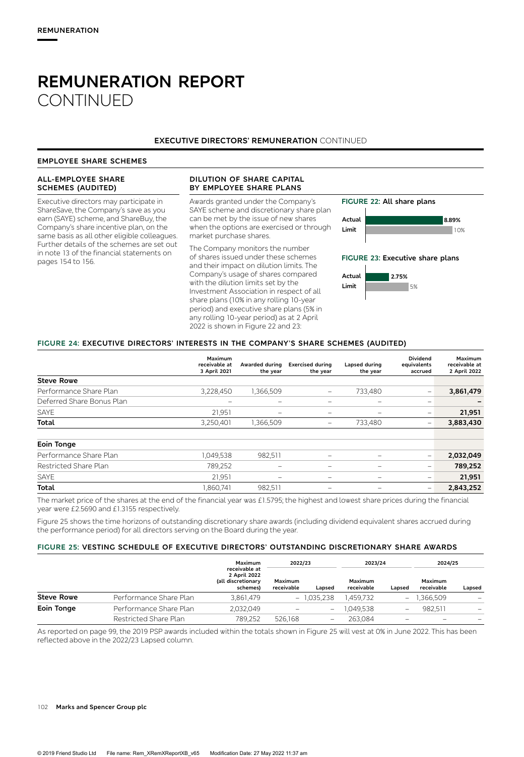# REMUNERATION REPORT CONTINUED

## EXECUTIVE DIRECTORS' REMUNERATION CONTINUED

### EMPLOYEE SHARE SCHEMES

#### ALL-EMPLOYEE SHARE SCHEMES (AUDITED)

Executive directors may participate in ShareSave, the Company's save as you earn (SAYE) scheme, and ShareBuy, the Company's share incentive plan, on the same basis as all other eligible colleagues. Further details of the schemes are set out in note 13 of the financial statements on pages 154 to 156.

#### DILUTION OF SHARE CAPITAL BY EMPLOYEE SHARE PLANS

Awards granted under the Company's SAYE scheme and discretionary share plan can be met by the issue of new shares when the options are exercised or through market purchase shares.

The Company monitors the number of shares issued under these schemes and their impact on dilution limits. The Company's usage of shares compared with the dilution limits set by the Investment Association in respect of all share plans (10% in any rolling 10-year period) and executive share plans (5% in any rolling 10-year period) as at 2 April 2022 is shown in Figure 22 and 23:

**FIGURE 22: All share plans**

| | |
|---|---|
| Actual | 8.89% |
| Limit | 10% |

**FIGURE 23: Executive share plans**

| | |
|---|---|
| Actual | 2.75% |
| Limit | 5% |

#### FIGURE 24: EXECUTIVE DIRECTORS' INTERESTS IN THE COMPANY'S SHARE SCHEMES (AUDITED)

| | Maximum receivable at 3 April 2021 | Awarded during the year | Exercised during the year | Lapsed during the year | Dividend equivalents accrued | Maximum receivable at 2 April 2022 |
|---|---|---|---|---|---|---|
| **Steve Rowe** | | | | | | |
| Performance Share Plan | 3,228,450 | 1,366,509 | – | 733,480 | – | **3,861,479** |
| Deferred Share Bonus Plan | – | – | – | – | – | **–** |
| SAYE | 21,951 | – | – | – | – | **21,951** |
| **Total** | 3,250,401 | 1,366,509 | – | 733,480 | – | **3,883,430** |
| **Eoin Tonge** | | | | | | |
| Performance Share Plan | 1,049,538 | 982,511 | – | – | – | **2,032,049** |
| Restricted Share Plan | 789,252 | – | – | – | – | **789,252** |
| SAYE | 21,951 | – | – | – | – | **21,951** |
| **Total** | 1,860,741 | 982,511 | – | – | – | **2,843,252** |

The market price of the shares at the end of the financial year was £1.5795; the highest and lowest share prices during the financial year were £2.5690 and £1.3155 respectively.

Figure 25 shows the time horizons of outstanding discretionary share awards (including dividend equivalent shares accrued during the performance period) for all directors serving on the Board during the year.

#### FIGURE 25: VESTING SCHEDULE OF EXECUTIVE DIRECTORS' OUTSTANDING DISCRETIONARY SHARE AWARDS

| | | Maximum receivable at 2 April 2022 (all discretionary schemes) | 2022/23 | | 2023/24 | | 2024/25 | |
|---|---|---|---|---|---|---|---|---|
| | | | Maximum receivable | Lapsed | Maximum receivable | Lapsed | Maximum receivable | Lapsed |
| **Steve Rowe** | Performance Share Plan | 3,861,479 | – | 1,035,238 | 1,459,732 | – | 1,366,509 | – |
| **Eoin Tonge** | Performance Share Plan | 2,032,049 | – | – | 1,049,538 | – | 982,511 | – |
| | Restricted Share Plan | 789,252 | 526,168 | – | 263,084 | – | – | – |

As reported on page 99, the 2019 PSP awards included within the totals shown in Figure 25 will vest at 0% in June 2022. This has been reflected above in the 2022/23 Lapsed column.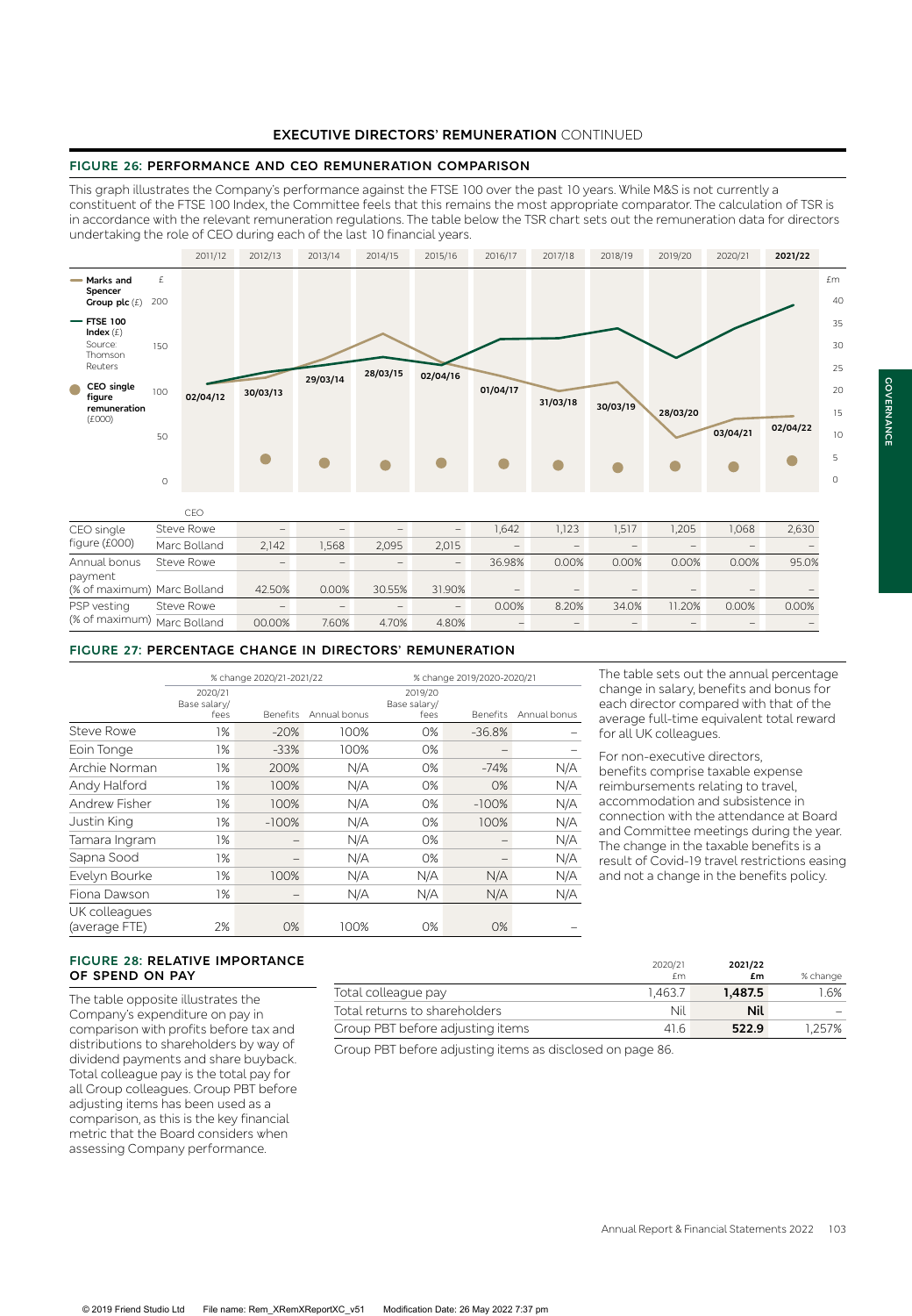## EXECUTIVE DIRECTORS' REMUNERATION CONTINUED

### FIGURE 26: PERFORMANCE AND CEO REMUNERATION COMPARISON

This graph illustrates the Company's performance against the FTSE 100 over the past 10 years. While M&S is not currently a constituent of the FTSE 100 Index, the Committee feels that this remains the most appropriate comparator. The calculation of TSR is in accordance with the relevant remuneration regulations. The table below the TSR chart sets out the remuneration data for directors undertaking the role of CEO during each of the last 10 financial years.

| | CEO | 2011/12 | 2012/13 | 2013/14 | 2014/15 | 2015/16 | 2016/17 | 2017/18 | 2018/19 | 2019/20 | 2020/21 | 2021/22 |
|---|---|---|---|---|---|---|---|---|---|---|---|---|
| CEO single figure (£000) | Steve Rowe | | – | – | – | – | 1,642 | 1,123 | 1,517 | 1,205 | 1,068 | 2,630 |
| | Marc Bolland | | 2,142 | 1,568 | 2,095 | 2,015 | – | – | – | – | – | – |
| Annual bonus payment (% of maximum) | Steve Rowe | | – | – | – | – | 36.98% | 0.00% | 0.00% | 0.00% | 0.00% | 95.0% |
| | Marc Bolland | | 42.50% | 0.00% | 30.55% | 31.90% | – | – | – | – | – | – |
| PSP vesting (% of maximum) | Steve Rowe | | – | – | – | – | 0.00% | 8.20% | 34.0% | 11.20% | 0.00% | 0.00% |
| | Marc Bolland | | 00.00% | 7.60% | 4.70% | 4.80% | – | – | – | – | – | – |

### FIGURE 27: PERCENTAGE CHANGE IN DIRECTORS' REMUNERATION

| | % change 2020/21-2021/22 | | | % change 2019/2020-2020/21 | | |
|---|---|---|---|---|---|---|
| | 2020/21 Base salary/ fees | Benefits | Annual bonus | 2019/20 Base salary/ fees | Benefits | Annual bonus |
| Steve Rowe | 1% | -20% | 100% | 0% | -36.8% | – |
| Eoin Tonge | 1% | -33% | 100% | 0% | – | – |
| Archie Norman | 1% | 200% | N/A | 0% | -74% | N/A |
| Andy Halford | 1% | 100% | N/A | 0% | 0% | N/A |
| Andrew Fisher | 1% | 100% | N/A | 0% | -100% | N/A |
| Justin King | 1% | -100% | N/A | 0% | 100% | N/A |
| Tamara Ingram | 1% | – | N/A | 0% | – | N/A |
| Sapna Sood | 1% | – | N/A | 0% | – | N/A |
| Evelyn Bourke | 1% | 100% | N/A | N/A | N/A | N/A |
| Fiona Dawson | 1% | – | N/A | N/A | N/A | N/A |
| UK colleagues (average FTE) | 2% | 0% | 100% | 0% | 0% | – |

The table sets out the annual percentage change in salary, benefits and bonus for each director compared with that of the average full-time equivalent total reward for all UK colleagues.

For non-executive directors, benefits comprise taxable expense reimbursements relating to travel, accommodation and subsistence in connection with the attendance at Board and Committee meetings during the year. The change in the taxable benefits is a result of Covid-19 travel restrictions easing and not a change in the benefits policy.

### FIGURE 28: RELATIVE IMPORTANCE OF SPEND ON PAY

The table opposite illustrates the Company's expenditure on pay in comparison with profits before tax and distributions to shareholders by way of dividend payments and share buyback. Total colleague pay is the total pay for all Group colleagues. Group PBT before adjusting items has been used as a comparison, as this is the key financial metric that the Board considers when assessing Company performance.

| | 2020/21 £m | **2021/22 £m** | % change |
|---|---|---|---|
| Total colleague pay | 1,463.7 | **1,487.5** | 1.6% |
| Total returns to shareholders | Nil | **Nil** | – |
| Group PBT before adjusting items | 41.6 | **522.9** | 1,257% |

Group PBT before adjusting items as disclosed on page 86.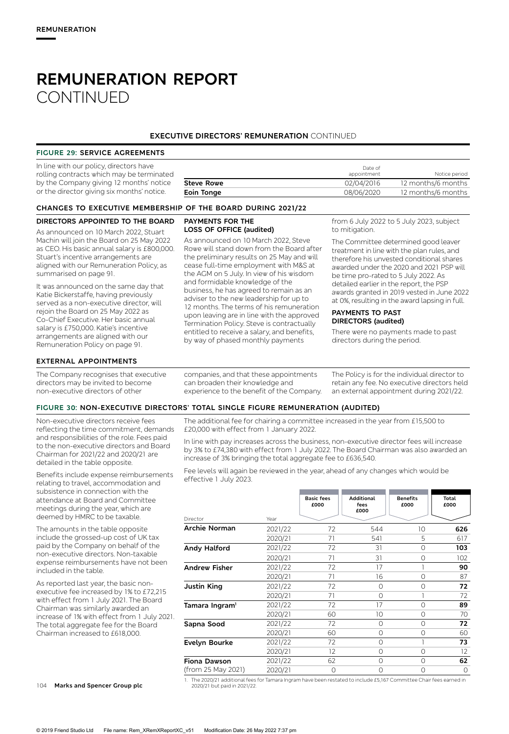# REMUNERATION REPORT CONTINUED

## EXECUTIVE DIRECTORS' REMUNERATION CONTINUED

### FIGURE 29: SERVICE AGREEMENTS

In line with our policy, directors have rolling contracts which may be terminated by the Company giving 12 months' notice or the director giving six months' notice.

| | Date of appointment | Notice period |
|---|---|---|
| **Steve Rowe** | 02/04/2016 | 12 months/6 months |
| **Eoin Tonge** | 08/06/2020 | 12 months/6 months |

### CHANGES TO EXECUTIVE MEMBERSHIP OF THE BOARD DURING 2021/22

#### DIRECTORS APPOINTED TO THE BOARD

As announced on 10 March 2022, Stuart Machin will join the Board on 25 May 2022 as CEO. His basic annual salary is £800,000. Stuart's incentive arrangements are aligned with our Remuneration Policy, as summarised on page 91.

It was announced on the same day that Katie Bickerstaffe, having previously served as a non-executive director, will rejoin the Board on 25 May 2022 as Co-Chief Executive. Her basic annual salary is £750,000. Katie's incentive arrangements are aligned with our Remuneration Policy on page 91.

#### PAYMENTS FOR THE LOSS OF OFFICE (audited)

As announced on 10 March 2022, Steve Rowe will stand down from the Board after the preliminary results on 25 May and will cease full-time employment with M&S at the AGM on 5 July. In view of his wisdom and formidable knowledge of the business, he has agreed to remain as an adviser to the new leadership for up to 12 months. The terms of his remuneration upon leaving are in line with the approved Termination Policy. Steve is contractually entitled to receive a salary, and benefits, by way of phased monthly payments from 6 July 2022 to 5 July 2023, subject to mitigation.

The Committee determined good leaver treatment in line with the plan rules, and therefore his unvested conditional shares awarded under the 2020 and 2021 PSP will be time pro-rated to 5 July 2022. As detailed earlier in the report, the PSP awards granted in 2019 vested in June 2022 at 0%, resulting in the award lapsing in full.

#### PAYMENTS TO PAST DIRECTORS (audited)

There were no payments made to past directors during the period.

### EXTERNAL APPOINTMENTS

The Company recognises that executive directors may be invited to become non-executive directors of other companies, and that these appointments can broaden their knowledge and experience to the benefit of the Company. The Policy is for the individual director to retain any fee. No executive directors held an external appointment during 2021/22.

### FIGURE 30: NON-EXECUTIVE DIRECTORS' TOTAL SINGLE FIGURE REMUNERATION (AUDITED)

Non-executive directors receive fees reflecting the time commitment, demands and responsibilities of the role. Fees paid to the non-executive directors and Board Chairman for 2021/22 and 2020/21 are detailed in the table opposite.

Benefits include expense reimbursements relating to travel, accommodation and subsistence in connection with the attendance at Board and Committee meetings during the year, which are deemed by HMRC to be taxable.

The amounts in the table opposite include the grossed-up cost of UK tax paid by the Company on behalf of the non-executive directors. Non-taxable expense reimbursements have not been included in the table.

As reported last year, the basic non-executive fee increased by 1% to £72,215 with effect from 1 July 2021. The Board Chairman was similarly awarded an increase of 1% with effect from 1 July 2021. The total aggregate fee for the Board Chairman increased to £618,000.

The additional fee for chairing a committee increased in the year from £15,500 to £20,000 with effect from 1 January 2022.

In line with pay increases across the business, non-executive director fees will increase by 3% to £74,380 with effect from 1 July 2022. The Board Chairman was also awarded an increase of 3% bringing the total aggregate fee to £636,540.

Fee levels will again be reviewed in the year, ahead of any changes which would be effective 1 July 2023.

| Director | Year | Basic fees £000 | Additional fees £000 | Benefits £000 | Total £000 |
|---|---|---|---|---|---|
| **Archie Norman** | 2021/22 | 72 | 544 | 10 | **626** |
| | 2020/21 | 71 | 541 | 5 | 617 |
| **Andy Halford** | 2021/22 | 72 | 31 | 0 | **103** |
| | 2020/21 | 71 | 31 | 0 | 102 |
| **Andrew Fisher** | 2021/22 | 72 | 17 | 1 | **90** |
| | 2020/21 | 71 | 16 | 0 | 87 |
| **Justin King** | 2021/22 | 72 | 0 | 0 | **72** |
| | 2020/21 | 71 | 0 | 1 | 72 |
| **Tamara Ingram**[1] | 2021/22 | 72 | 17 | 0 | **89** |
| | 2020/21 | 60 | 10 | 0 | 70 |
| **Sapna Sood** | 2021/22 | 72 | 0 | 0 | **72** |
| | 2020/21 | 60 | 0 | 0 | 60 |
| **Evelyn Bourke** | 2021/22 | 72 | 0 | 1 | **73** |
| | 2020/21 | 12 | 0 | 0 | 12 |
| **Fiona Dawson** (from 25 May 2021) | 2021/22 | 62 | 0 | 0 | **62** |
| | 2020/21 | 0 | 0 | 0 | 0 |

1. The 2020/21 additional fees for Tamara Ingram have been restated to include £5,167 Committee Chair fees earned in 2020/21 but paid in 2021/22.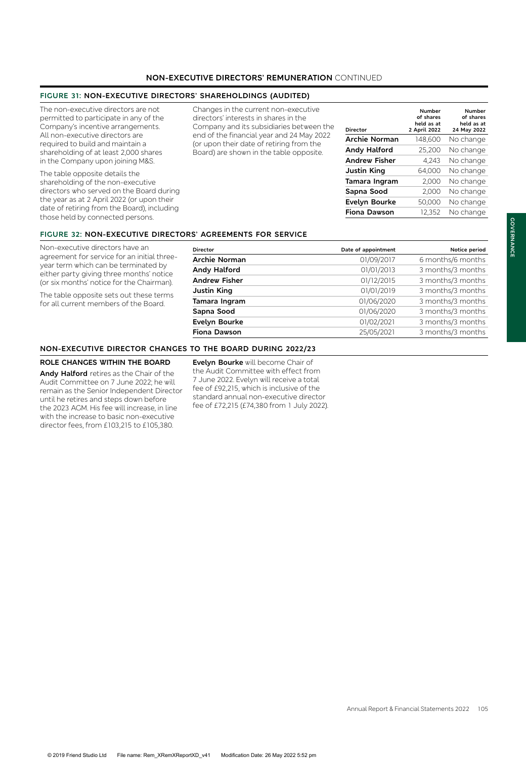## NON-EXECUTIVE DIRECTORS' REMUNERATION CONTINUED

### FIGURE 31: NON-EXECUTIVE DIRECTORS' SHAREHOLDINGS (AUDITED)

The non-executive directors are not permitted to participate in any of the Company's incentive arrangements. All non-executive directors are required to build and maintain a shareholding of at least 2,000 shares in the Company upon joining M&S.

The table opposite details the shareholding of the non-executive directors who served on the Board during the year as at 2 April 2022 (or upon their date of retiring from the Board), including those held by connected persons.

Changes in the current non-executive directors' interests in shares in the Company and its subsidiaries between the end of the financial year and 24 May 2022 (or upon their date of retiring from the Board) are shown in the table opposite.

| Director | Number of shares held as at 2 April 2022 | Number of shares held as at 24 May 2022 |
|---|---|---|
| **Archie Norman** | 148,600 | No change |
| **Andy Halford** | 25,200 | No change |
| **Andrew Fisher** | 4,243 | No change |
| **Justin King** | 64,000 | No change |
| **Tamara Ingram** | 2,000 | No change |
| **Sapna Sood** | 2,000 | No change |
| **Evelyn Bourke** | 50,000 | No change |
| **Fiona Dawson** | 12,352 | No change |

### FIGURE 32: NON-EXECUTIVE DIRECTORS' AGREEMENTS FOR SERVICE

Non-executive directors have an agreement for service for an initial three-year term which can be terminated by either party giving three months' notice (or six months' notice for the Chairman).

The table opposite sets out these terms for all current members of the Board.

| Director | Date of appointment | Notice period |
|---|---|---|
| **Archie Norman** | 01/09/2017 | 6 months/6 months |
| **Andy Halford** | 01/01/2013 | 3 months/3 months |
| **Andrew Fisher** | 01/12/2015 | 3 months/3 months |
| **Justin King** | 01/01/2019 | 3 months/3 months |
| **Tamara Ingram** | 01/06/2020 | 3 months/3 months |
| **Sapna Sood** | 01/06/2020 | 3 months/3 months |
| **Evelyn Bourke** | 01/02/2021 | 3 months/3 months |
| **Fiona Dawson** | 25/05/2021 | 3 months/3 months |

### NON-EXECUTIVE DIRECTOR CHANGES TO THE BOARD DURING 2022/23

#### ROLE CHANGES WITHIN THE BOARD

**Andy Halford** retires as the Chair of the Audit Committee on 7 June 2022; he will remain as the Senior Independent Director until he retires and steps down before the 2023 AGM. His fee will increase, in line with the increase to basic non-executive director fees, from £103,215 to £105,380.

**Evelyn Bourke** will become Chair of the Audit Committee with effect from 7 June 2022. Evelyn will receive a total fee of £92,215, which is inclusive of the standard annual non-executive director fee of £72,215 (£74,380 from 1 July 2022).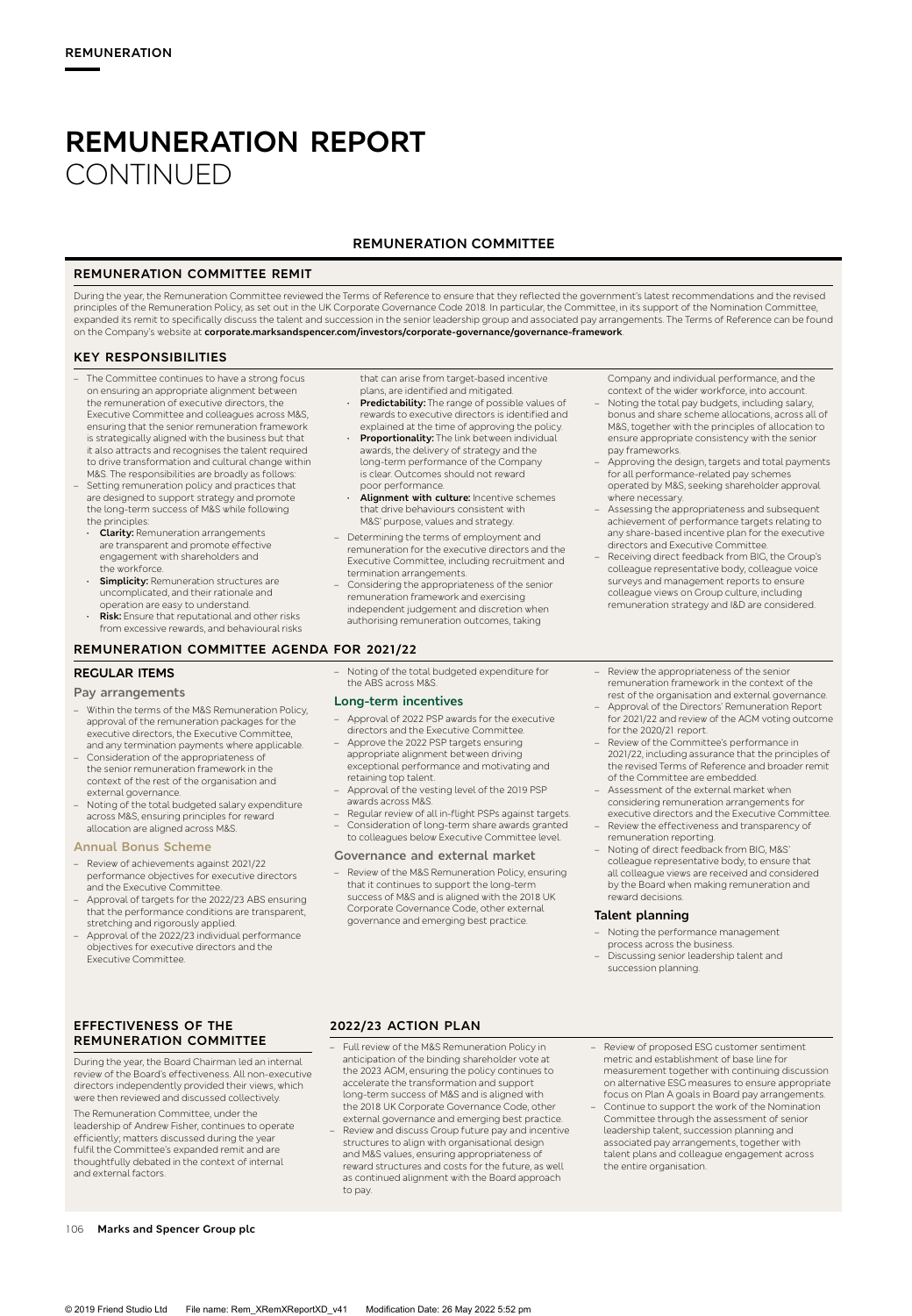# REMUNERATION REPORT CONTINUED

## REMUNERATION COMMITTEE

### REMUNERATION COMMITTEE REMIT

During the year, the Remuneration Committee reviewed the Terms of Reference to ensure that they reflected the government's latest recommendations and the revised principles of the Remuneration Policy, as set out in the UK Corporate Governance Code 2018. In particular, the Committee, in its support of the Nomination Committee, expanded its remit to specifically discuss the talent and succession in the senior leadership group and associated pay arrangements. The Terms of Reference can be found on the Company's website at **corporate.marksandspencer.com/investors/corporate-governance/governance-framework**.

### KEY RESPONSIBILITIES

- The Committee continues to have a strong focus on ensuring an appropriate alignment between the remuneration of executive directors, the Executive Committee and colleagues across M&S, ensuring that the senior remuneration framework is strategically aligned with the business but that it also attracts and recognises the talent required to drive transformation and cultural change within M&S. The responsibilities are broadly as follows:
- Setting remuneration policy and practices that are designed to support strategy and promote the long-term success of M&S while following the principles:
  - **Clarity:** Remuneration arrangements are transparent and promote effective engagement with shareholders and the workforce.
  - **Simplicity:** Remuneration structures are uncomplicated, and their rationale and operation are easy to understand.
  - **Risk:** Ensure that reputational and other risks from excessive rewards, and behavioural risks that can arise from target-based incentive plans, are identified and mitigated.
  - **Predictability:** The range of possible values of rewards to executive directors is identified and explained at the time of approving the policy.
  - **Proportionality:** The link between individual awards, the delivery of strategy and the long-term performance of the Company is clear. Outcomes should not reward poor performance.
  - **Alignment with culture:** Incentive schemes that drive behaviours consistent with M&S' purpose, values and strategy.
- Determining the terms of employment and remuneration for the executive directors and the Executive Committee, including recruitment and termination arrangements.
- Considering the appropriateness of the senior remuneration framework and exercising independent judgement and discretion when authorising remuneration outcomes, taking Company and individual performance, and the context of the wider workforce, into account.
- Noting the total pay budgets, including salary, bonus and share scheme allocations, across all of M&S, together with the principles of allocation to ensure appropriate consistency with the senior pay frameworks.
- Approving the design, targets and total payments for all performance-related pay schemes operated by M&S, seeking shareholder approval where necessary.
- Assessing the appropriateness and subsequent achievement of performance targets relating to any share-based incentive plan for the executive directors and Executive Committee.
- Receiving direct feedback from BIG, the Group's colleague representative body, colleague voice surveys and management reports to ensure colleague views on Group culture, including remuneration strategy and I&D are considered.

### REMUNERATION COMMITTEE AGENDA FOR 2021/22

#### REGULAR ITEMS

**Pay arrangements**

- Within the terms of the M&S Remuneration Policy, approval of the remuneration packages for the executive directors, the Executive Committee, and any termination payments where applicable.
- Consideration of the appropriateness of the senior remuneration framework in the context of the rest of the organisation and external governance.
- Noting of the total budgeted salary expenditure across M&S, ensuring principles for reward allocation are aligned across M&S.

**Annual Bonus Scheme**

- Review of achievements against 2021/22 performance objectives for executive directors and the Executive Committee.
- Approval of targets for the 2022/23 ABS ensuring that the performance conditions are transparent, stretching and rigorously applied.
- Approval of the 2022/23 individual performance objectives for executive directors and the Executive Committee.
- Noting of the total budgeted expenditure for the ABS across M&S.

**Long-term incentives**

- Approval of 2022 PSP awards for the executive directors and the Executive Committee.
- Approve the 2022 PSP targets ensuring appropriate alignment between driving exceptional performance and motivating and retaining top talent.
- Approval of the vesting level of the 2019 PSP awards across M&S.
- Regular review of all in-flight PSPs against targets.
- Consideration of long-term share awards granted to colleagues below Executive Committee level.

**Governance and external market**

- Review of the M&S Remuneration Policy, ensuring that it continues to support the long-term success of M&S and is aligned with the 2018 UK Corporate Governance Code, other external governance and emerging best practice.
- Review the appropriateness of the senior remuneration framework in the context of the rest of the organisation and external governance.
- Approval of the Directors' Remuneration Report for 2021/22 and review of the AGM voting outcome for the 2020/21 report.
- Review of the Committee's performance in 2021/22, including assurance that the principles of the revised Terms of Reference and broader remit of the Committee are embedded.
- Assessment of the external market when considering remuneration arrangements for executive directors and the Executive Committee.
- Review the effectiveness and transparency of remuneration reporting.
- Noting of direct feedback from BIG, M&S' colleague representative body, to ensure that all colleague views are received and considered by the Board when making remuneration and reward decisions.

**Talent planning**

- Noting the performance management process across the business.
- Discussing senior leadership talent and succession planning.

### EFFECTIVENESS OF THE REMUNERATION COMMITTEE

During the year, the Board Chairman led an internal review of the Board's effectiveness. All non-executive directors independently provided their views, which were then reviewed and discussed collectively.

The Remuneration Committee, under the leadership of Andrew Fisher, continues to operate efficiently; matters discussed during the year fulfil the Committee's expanded remit and are thoughtfully debated in the context of internal and external factors.

### 2022/23 ACTION PLAN

- Full review of the M&S Remuneration Policy in anticipation of the binding shareholder vote at the 2023 AGM, ensuring the policy continues to accelerate the transformation and support long-term success of M&S and is aligned with the 2018 UK Corporate Governance Code, other external governance and emerging best practice.
- Review and discuss Group future pay and incentive structures to align with organisational design and M&S values, ensuring appropriateness of reward structures and costs for the future, as well as continued alignment with the Board approach to pay.
- Review of proposed ESG customer sentiment metric and establishment of base line for measurement together with continuing discussion on alternative ESG measures to ensure appropriate focus on Plan A goals in Board pay arrangements.
- Continue to support the work of the Nomination Committee through the assessment of senior leadership talent, succession planning and associated pay arrangements, together with talent plans and colleague engagement across the entire organisation.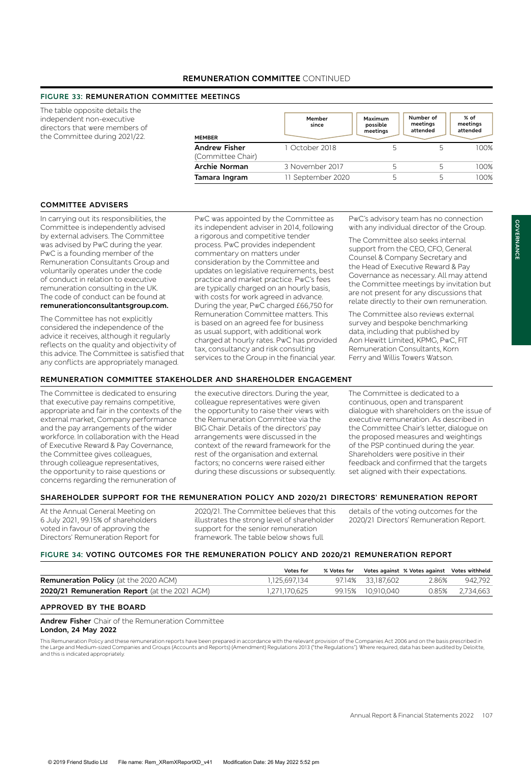## REMUNERATION COMMITTEE CONTINUED

### FIGURE 33: REMUNERATION COMMITTEE MEETINGS

The table opposite details the independent non-executive directors that were members of the Committee during 2021/22.

| MEMBER | Member since | Maximum possible meetings | Number of meetings attended | % of meetings attended |
|---|---|---|---|---|
| **Andrew Fisher** (Committee Chair) | 1 October 2018 | 5 | 5 | 100% |
| **Archie Norman** | 3 November 2017 | 5 | 5 | 100% |
| **Tamara Ingram** | 11 September 2020 | 5 | 5 | 100% |

### COMMITTEE ADVISERS

In carrying out its responsibilities, the Committee is independently advised by external advisers. The Committee was advised by PwC during the year. PwC is a founding member of the Remuneration Consultants Group and voluntarily operates under the code of conduct in relation to executive remuneration consulting in the UK. The code of conduct can be found at **remunerationconsultantsgroup.com.**

The Committee has not explicitly considered the independence of the advice it receives, although it regularly reflects on the quality and objectivity of this advice. The Committee is satisfied that any conflicts are appropriately managed.

PwC was appointed by the Committee as its independent adviser in 2014, following a rigorous and competitive tender process. PwC provides independent commentary on matters under consideration by the Committee and updates on legislative requirements, best practice and market practice. PwC's fees are typically charged on an hourly basis, with costs for work agreed in advance. During the year, PwC charged £66,750 for Remuneration Committee matters. This is based on an agreed fee for business as usual support, with additional work charged at hourly rates. PwC has provided tax, consultancy and risk consulting services to the Group in the financial year.

PwC's advisory team has no connection with any individual director of the Group.

The Committee also seeks internal support from the CEO, CFO, General Counsel & Company Secretary and the Head of Executive Reward & Pay Governance as necessary. All may attend the Committee meetings by invitation but are not present for any discussions that relate directly to their own remuneration.

The Committee also reviews external survey and bespoke benchmarking data, including that published by Aon Hewitt Limited, KPMG, PwC, FIT Remuneration Consultants, Korn Ferry and Willis Towers Watson.

### REMUNERATION COMMITTEE STAKEHOLDER AND SHAREHOLDER ENGAGEMENT

The Committee is dedicated to ensuring that executive pay remains competitive, appropriate and fair in the contexts of the external market, Company performance and the pay arrangements of the wider workforce. In collaboration with the Head of Executive Reward & Pay Governance, the Committee gives colleagues, through colleague representatives, the opportunity to raise questions or concerns regarding the remuneration of the executive directors. During the year, colleague representatives were given the opportunity to raise their views with the Remuneration Committee via the BIG Chair. Details of the directors' pay arrangements were discussed in the context of the reward framework for the rest of the organisation and external factors; no concerns were raised either during these discussions or subsequently.

The Committee is dedicated to a continuous, open and transparent dialogue with shareholders on the issue of executive remuneration. As described in the Committee Chair's letter, dialogue on the proposed measures and weightings of the PSP continued during the year. Shareholders were positive in their feedback and confirmed that the targets set aligned with their expectations.

### SHAREHOLDER SUPPORT FOR THE REMUNERATION POLICY AND 2020/21 DIRECTORS' REMUNERATION REPORT

At the Annual General Meeting on 6 July 2021, 99.15% of shareholders voted in favour of approving the Directors' Remuneration Report for 2020/21. The Committee believes that this illustrates the strong level of shareholder support for the senior remuneration framework. The table below shows full details of the voting outcomes for the 2020/21 Directors' Remuneration Report.

### FIGURE 34: VOTING OUTCOMES FOR THE REMUNERATION POLICY AND 2020/21 REMUNERATION REPORT

| | Votes for | % Votes for | Votes against | % Votes against | Votes withheld |
|---|---|---|---|---|---|
| **Remuneration Policy** (at the 2020 AGM) | 1,125,697,134 | 97.14% | 33,187,602 | 2.86% | 942,792 |
| **2020/21 Remuneration Report** (at the 2021 AGM) | 1,271,170,625 | 99.15% | 10,910,040 | 0.85% | 2,734,663 |

### APPROVED BY THE BOARD

**Andrew Fisher** Chair of the Remuneration Committee
**London, 24 May 2022**

This Remuneration Policy and these remuneration reports have been prepared in accordance with the relevant provision of the Companies Act 2006 and on the basis prescribed in the Large and Medium-sized Companies and Groups (Accounts and Reports) (Amendment) Regulations 2013 ("the Regulations"). Where required, data has been audited by Deloitte, and this is indicated appropriately.